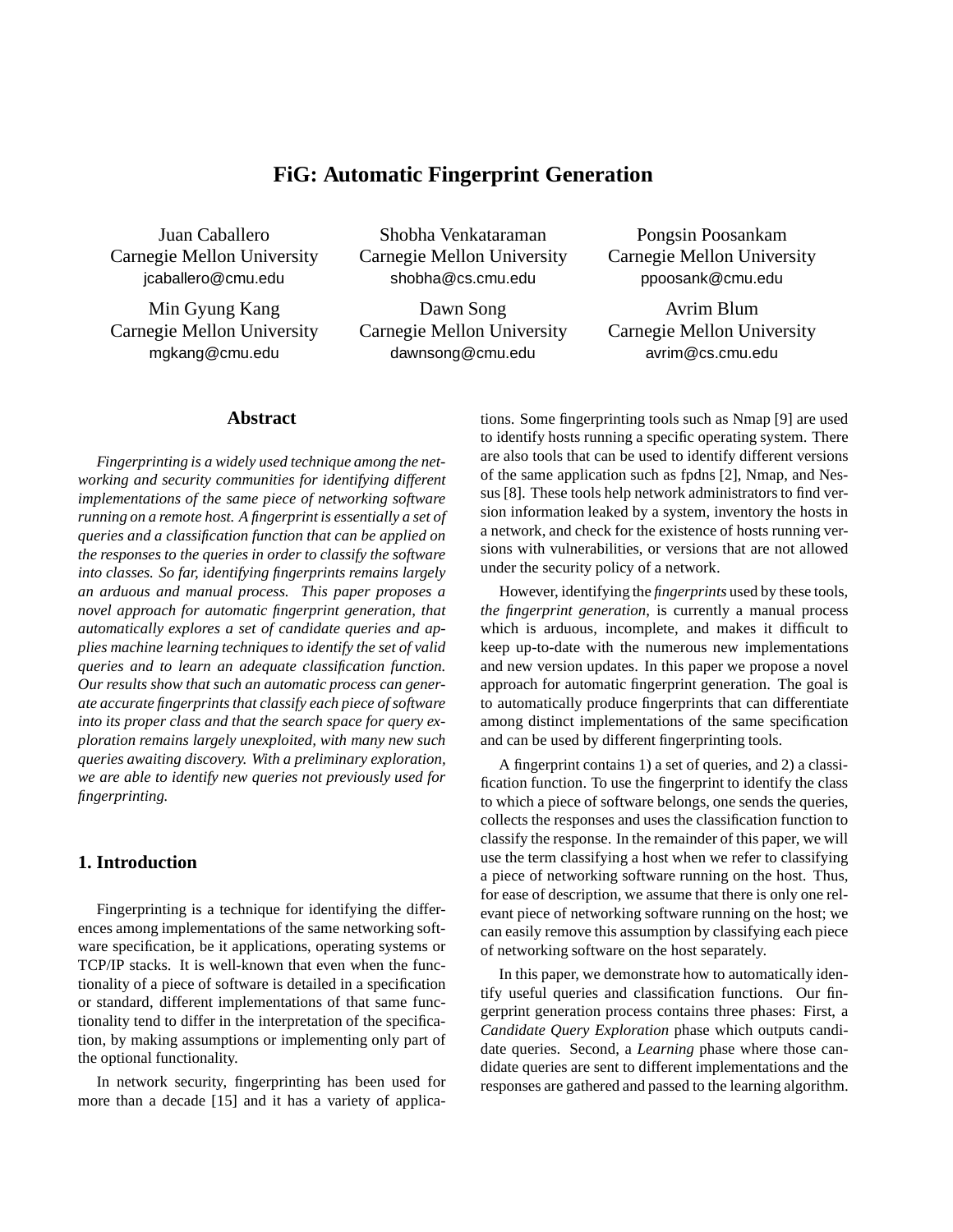# FiG: Automatic Fingerprint Generation

Juan Caballero
Carnegie Mellon University
jcaballero@cmu.edu

Shobha Venkataraman
Carnegie Mellon University
shobha@cs.cmu.edu

Pongsin Poosankam
Carnegie Mellon University
ppoosank@cmu.edu

Min Gyung Kang
Carnegie Mellon University
mgkang@cmu.edu

Dawn Song
Carnegie Mellon University
dawnsong@cmu.edu

Avrim Blum
Carnegie Mellon University
avrim@cs.cmu.edu

## Abstract

*Fingerprinting is a widely used technique among the networking and security communities for identifying different implementations of the same piece of networking software running on a remote host. A fingerprint is essentially a set of queries and a classification function that can be applied on the responses to the queries in order to classify the software into classes. So far, identifying fingerprints remains largely an arduous and manual process. This paper proposes a novel approach for automatic fingerprint generation, that automatically explores a set of candidate queries and applies machine learning techniques to identify the set of valid queries and to learn an adequate classification function. Our results show that such an automatic process can generate accurate fingerprints that classify each piece of software into its proper class and that the search space for query exploration remains largely unexploited, with many new such queries awaiting discovery. With a preliminary exploration, we are able to identify new queries not previously used for fingerprinting.*

## 1. Introduction

Fingerprinting is a technique for identifying the differences among implementations of the same networking software specification, be it applications, operating systems or TCP/IP stacks. It is well-known that even when the functionality of a piece of software is detailed in a specification or standard, different implementations of that same functionality tend to differ in the interpretation of the specification, by making assumptions or implementing only part of the optional functionality.

In network security, fingerprinting has been used for more than a decade [15] and it has a variety of applications. Some fingerprinting tools such as Nmap [9] are used to identify hosts running a specific operating system. There are also tools that can be used to identify different versions of the same application such as fpdns [2], Nmap, and Nessus [8]. These tools help network administrators to find version information leaked by a system, inventory the hosts in a network, and check for the existence of hosts running versions with vulnerabilities, or versions that are not allowed under the security policy of a network.

However, identifying the *fingerprints* used by these tools, *the fingerprint generation*, is currently a manual process which is arduous, incomplete, and makes it difficult to keep up-to-date with the numerous new implementations and new version updates. In this paper we propose a novel approach for automatic fingerprint generation. The goal is to automatically produce fingerprints that can differentiate among distinct implementations of the same specification and can be used by different fingerprinting tools.

A fingerprint contains 1) a set of queries, and 2) a classification function. To use the fingerprint to identify the class to which a piece of software belongs, one sends the queries, collects the responses and uses the classification function to classify the response. In the remainder of this paper, we will use the term classifying a host when we refer to classifying a piece of networking software running on the host. Thus, for ease of description, we assume that there is only one relevant piece of networking software running on the host; we can easily remove this assumption by classifying each piece of networking software on the host separately.

In this paper, we demonstrate how to automatically identify useful queries and classification functions. Our fingerprint generation process contains three phases: First, a *Candidate Query Exploration* phase which outputs candidate queries. Second, a *Learning* phase where those candidate queries are sent to different implementations and the responses are gathered and passed to the learning algorithm.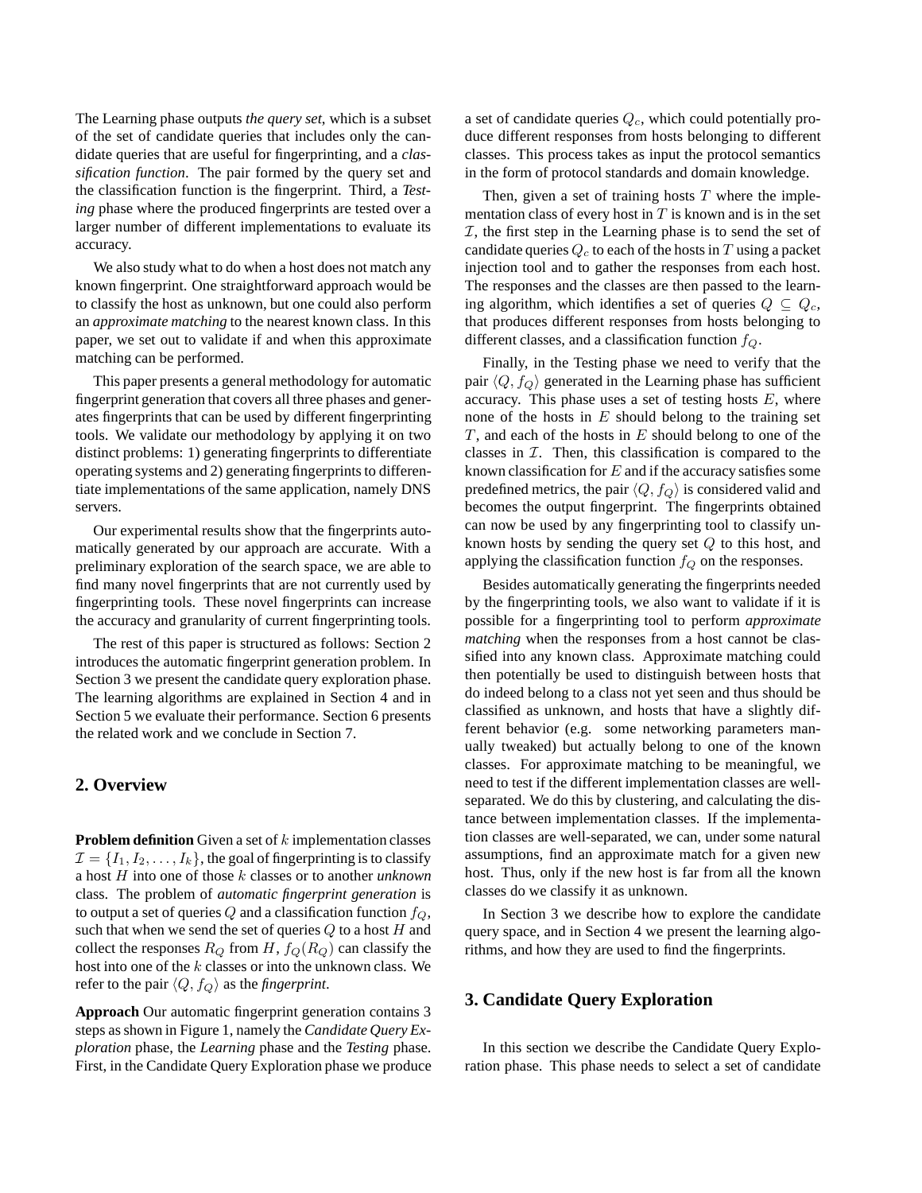The Learning phase outputs *the query set*, which is a subset of the set of candidate queries that includes only the candidate queries that are useful for fingerprinting, and a *classification function*. The pair formed by the query set and the classification function is the fingerprint. Third, a *Testing* phase where the produced fingerprints are tested over a larger number of different implementations to evaluate its accuracy.

We also study what to do when a host does not match any known fingerprint. One straightforward approach would be to classify the host as unknown, but one could also perform an *approximate matching* to the nearest known class. In this paper, we set out to validate if and when this approximate matching can be performed.

This paper presents a general methodology for automatic fingerprint generation that covers all three phases and generates fingerprints that can be used by different fingerprinting tools. We validate our methodology by applying it on two distinct problems: 1) generating fingerprints to differentiate operating systems and 2) generating fingerprints to differentiate implementations of the same application, namely DNS servers.

Our experimental results show that the fingerprints automatically generated by our approach are accurate. With a preliminary exploration of the search space, we are able to find many novel fingerprints that are not currently used by fingerprinting tools. These novel fingerprints can increase the accuracy and granularity of current fingerprinting tools.

The rest of this paper is structured as follows: Section 2 introduces the automatic fingerprint generation problem. In Section 3 we present the candidate query exploration phase. The learning algorithms are explained in Section 4 and in Section 5 we evaluate their performance. Section 6 presents the related work and we conclude in Section 7.

## 2. Overview

**Problem definition** Given a set of $k$ implementation classes $\mathcal{I} = \{I_1, I_2, \ldots, I_k\}$, the goal of fingerprinting is to classify a host $H$ into one of those $k$ classes or to another *unknown* class. The problem of *automatic fingerprint generation* is to output a set of queries $Q$ and a classification function $f_Q$, such that when we send the set of queries $Q$ to a host $H$ and collect the responses $R_Q$ from $H$, $f_Q(R_Q)$ can classify the host into one of the $k$ classes or into the unknown class. We refer to the pair $\langle Q, f_Q \rangle$ as the *fingerprint*.

**Approach** Our automatic fingerprint generation contains 3 steps as shown in Figure 1, namely the *Candidate Query Exploration* phase, the *Learning* phase and the *Testing* phase. First, in the Candidate Query Exploration phase we produce a set of candidate queries $Q_c$, which could potentially produce different responses from hosts belonging to different classes. This process takes as input the protocol semantics in the form of protocol standards and domain knowledge.

Then, given a set of training hosts $T$ where the implementation class of every host in $T$ is known and is in the set $\mathcal{I}$, the first step in the Learning phase is to send the set of candidate queries $Q_c$ to each of the hosts in $T$ using a packet injection tool and to gather the responses from each host. The responses and the classes are then passed to the learning algorithm, which identifies a set of queries $Q \subseteq Q_c$, that produces different responses from hosts belonging to different classes, and a classification function $f_Q$.

Finally, in the Testing phase we need to verify that the pair $\langle Q, f_Q \rangle$ generated in the Learning phase has sufficient accuracy. This phase uses a set of testing hosts $E$, where none of the hosts in $E$ should belong to the training set $T$, and each of the hosts in $E$ should belong to one of the classes in $\mathcal{I}$. Then, this classification is compared to the known classification for $E$ and if the accuracy satisfies some predefined metrics, the pair $\langle Q, f_Q \rangle$ is considered valid and becomes the output fingerprint. The fingerprints obtained can now be used by any fingerprinting tool to classify unknown hosts by sending the query set $Q$ to this host, and applying the classification function $f_Q$ on the responses.

Besides automatically generating the fingerprints needed by the fingerprinting tools, we also want to validate if it is possible for a fingerprinting tool to perform *approximate matching* when the responses from a host cannot be classified into any known class. Approximate matching could then potentially be used to distinguish between hosts that do indeed belong to a class not yet seen and thus should be classified as unknown, and hosts that have a slightly different behavior (e.g. some networking parameters manually tweaked) but actually belong to one of the known classes. For approximate matching to be meaningful, we need to test if the different implementation classes are well-separated. We do this by clustering, and calculating the distance between implementation classes. If the implementation classes are well-separated, we can, under some natural assumptions, find an approximate match for a given new host. Thus, only if the new host is far from all the known classes do we classify it as unknown.

In Section 3 we describe how to explore the candidate query space, and in Section 4 we present the learning algorithms, and how they are used to find the fingerprints.

## 3. Candidate Query Exploration

In this section we describe the Candidate Query Exploration phase. This phase needs to select a set of candidate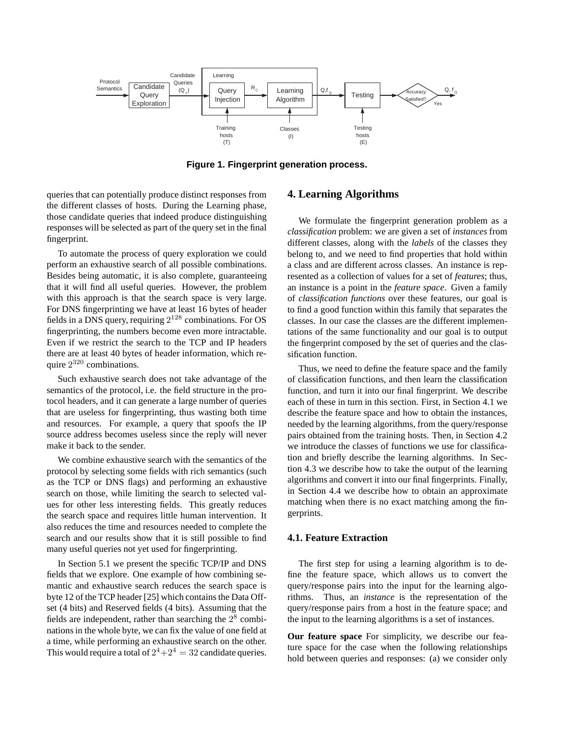Figure 1. Fingerprint generation process.

queries that can potentially produce distinct responses from the different classes of hosts. During the Learning phase, those candidate queries that indeed produce distinguishing responses will be selected as part of the query set in the final fingerprint.

To automate the process of query exploration we could perform an exhaustive search of all possible combinations. Besides being automatic, it is also complete, guaranteeing that it will find all useful queries. However, the problem with this approach is that the search space is very large. For DNS fingerprinting we have at least 16 bytes of header fields in a DNS query, requiring $2^{128}$ combinations. For OS fingerprinting, the numbers become even more intractable. Even if we restrict the search to the TCP and IP headers there are at least 40 bytes of header information, which require $2^{320}$ combinations.

Such exhaustive search does not take advantage of the semantics of the protocol, i.e. the field structure in the protocol headers, and it can generate a large number of queries that are useless for fingerprinting, thus wasting both time and resources. For example, a query that spoofs the IP source address becomes useless since the reply will never make it back to the sender.

We combine exhaustive search with the semantics of the protocol by selecting some fields with rich semantics (such as the TCP or DNS flags) and performing an exhaustive search on those, while limiting the search to selected values for other less interesting fields. This greatly reduces the search space and requires little human intervention. It also reduces the time and resources needed to complete the search and our results show that it is still possible to find many useful queries not yet used for fingerprinting.

In Section 5.1 we present the specific TCP/IP and DNS fields that we explore. One example of how combining semantic and exhaustive search reduces the search space is byte 12 of the TCP header [25] which contains the Data Offset (4 bits) and Reserved fields (4 bits). Assuming that the fields are independent, rather than searching the $2^8$ combinations in the whole byte, we can fix the value of one field at a time, while performing an exhaustive search on the other. This would require a total of $2^4 + 2^4 = 32$ candidate queries.

## 4. Learning Algorithms

We formulate the fingerprint generation problem as a *classification* problem: we are given a set of *instances* from different classes, along with the *labels* of the classes they belong to, and we need to find properties that hold within a class and are different across classes. An instance is represented as a collection of values for a set of *features*; thus, an instance is a point in the *feature space*. Given a family of *classification functions* over these features, our goal is to find a good function within this family that separates the classes. In our case the classes are the different implementations of the same functionality and our goal is to output the fingerprint composed by the set of queries and the classification function.

Thus, we need to define the feature space and the family of classification functions, and then learn the classification function, and turn it into our final fingerprint. We describe each of these in turn in this section. First, in Section 4.1 we describe the feature space and how to obtain the instances, needed by the learning algorithms, from the query/response pairs obtained from the training hosts. Then, in Section 4.2 we introduce the classes of functions we use for classification and briefly describe the learning algorithms. In Section 4.3 we describe how to take the output of the learning algorithms and convert it into our final fingerprints. Finally, in Section 4.4 we describe how to obtain an approximate matching when there is no exact matching among the fingerprints.

### 4.1. Feature Extraction

The first step for using a learning algorithm is to define the feature space, which allows us to convert the query/response pairs into the input for the learning algorithms. Thus, an *instance* is the representation of the query/response pairs from a host in the feature space; and the input to the learning algorithms is a set of instances.

**Our feature space** For simplicity, we describe our feature space for the case when the following relationships hold between queries and responses: (a) we consider only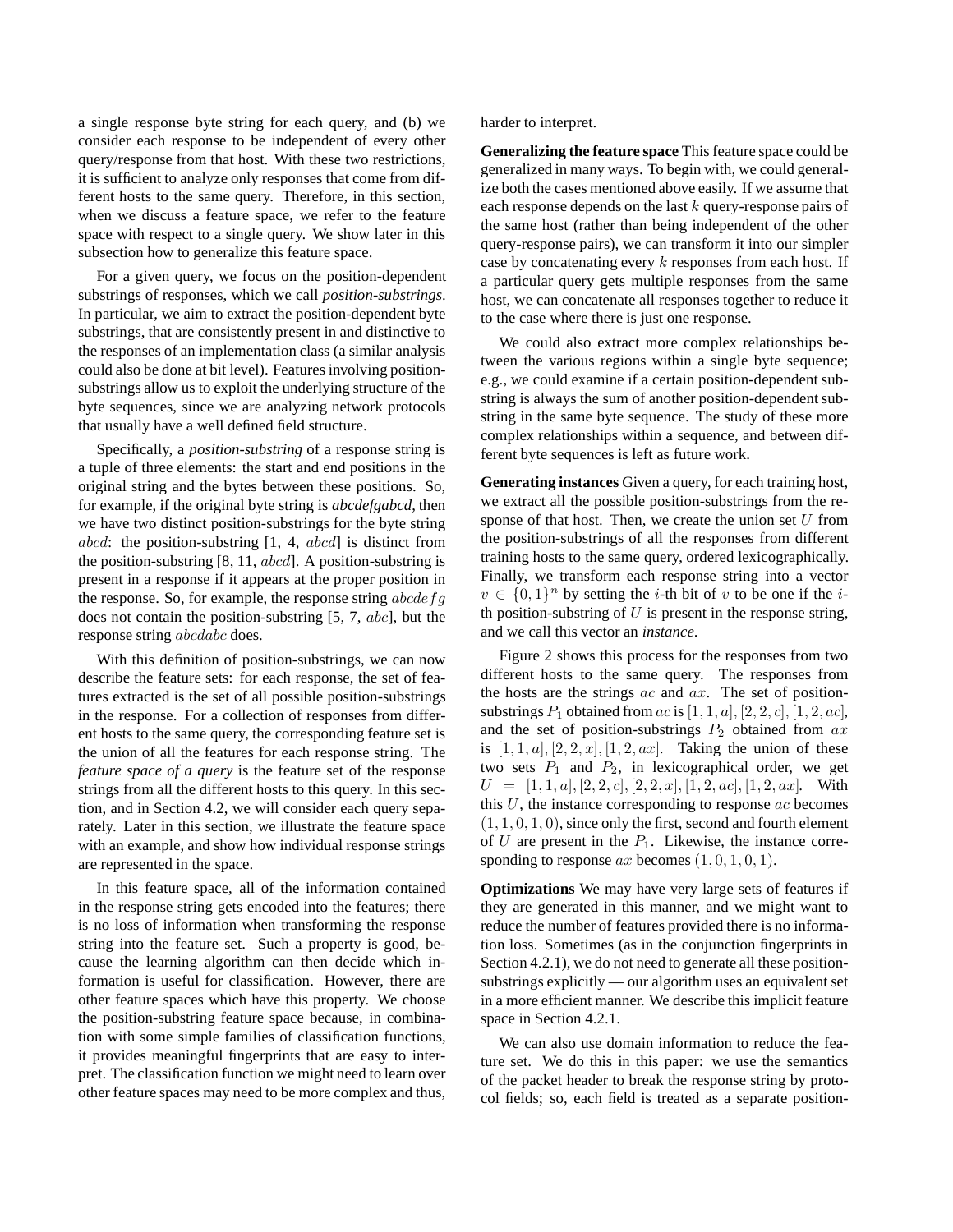a single response byte string for each query, and (b) we consider each response to be independent of every other query/response from that host. With these two restrictions, it is sufficient to analyze only responses that come from different hosts to the same query. Therefore, in this section, when we discuss a feature space, we refer to the feature space with respect to a single query. We show later in this subsection how to generalize this feature space.

For a given query, we focus on the position-dependent substrings of responses, which we call *position-substrings*. In particular, we aim to extract the position-dependent byte substrings, that are consistently present in and distinctive to the responses of an implementation class (a similar analysis could also be done at bit level). Features involving position-substrings allow us to exploit the underlying structure of the byte sequences, since we are analyzing network protocols that usually have a well defined field structure.

Specifically, a *position-substring* of a response string is a tuple of three elements: the start and end positions in the original string and the bytes between these positions. So, for example, if the original byte string is *abcdefgabcd*, then we have two distinct position-substrings for the byte string $abcd$: the position-substring [1, 4, $abcd$] is distinct from the position-substring [8, 11, $abcd$]. A position-substring is present in a response if it appears at the proper position in the response. So, for example, the response string $abcdefg$ does not contain the position-substring [5, 7, $abc$], but the response string $abcdabc$ does.

With this definition of position-substrings, we can now describe the feature sets: for each response, the set of features extracted is the set of all possible position-substrings in the response. For a collection of responses from different hosts to the same query, the corresponding feature set is the union of all the features for each response string. The *feature space of a query* is the feature set of the response strings from all the different hosts to this query. In this section, and in Section 4.2, we will consider each query separately. Later in this section, we illustrate the feature space with an example, and show how individual response strings are represented in the space.

In this feature space, all of the information contained in the response string gets encoded into the features; there is no loss of information when transforming the response string into the feature set. Such a property is good, because the learning algorithm can then decide which information is useful for classification. However, there are other feature spaces which have this property. We choose the position-substring feature space because, in combination with some simple families of classification functions, it provides meaningful fingerprints that are easy to interpret. The classification function we might need to learn over other feature spaces may need to be more complex and thus, harder to interpret.

**Generalizing the feature space** This feature space could be generalized in many ways. To begin with, we could generalize both the cases mentioned above easily. If we assume that each response depends on the last $k$ query-response pairs of the same host (rather than being independent of the other query-response pairs), we can transform it into our simpler case by concatenating every $k$ responses from each host. If a particular query gets multiple responses from the same host, we can concatenate all responses together to reduce it to the case where there is just one response.

We could also extract more complex relationships between the various regions within a single byte sequence; e.g., we could examine if a certain position-dependent substring is always the sum of another position-dependent substring in the same byte sequence. The study of these more complex relationships within a sequence, and between different byte sequences is left as future work.

**Generating instances** Given a query, for each training host, we extract all the possible position-substrings from the response of that host. Then, we create the union set $U$ from the position-substrings of all the responses from different training hosts to the same query, ordered lexicographically. Finally, we transform each response string into a vector $v \in \{0,1\}^n$ by setting the $i$-th bit of $v$ to be one if the $i$-th position-substring of $U$ is present in the response string, and we call this vector an *instance*.

Figure 2 shows this process for the responses from two different hosts to the same query. The responses from the hosts are the strings $ac$ and $ax$. The set of position-substrings $P_1$ obtained from $ac$ is $[1,1,a], [2,2,c], [1,2,ac]$, and the set of position-substrings $P_2$ obtained from $ax$ is $[1,1,a], [2,2,x], [1,2,ax]$. Taking the union of these two sets $P_1$ and $P_2$, in lexicographical order, we get $U = [1,1,a], [2,2,c], [2,2,x], [1,2,ac], [1,2,ax]$. With this $U$, the instance corresponding to response $ac$ becomes $(1,1,0,1,0)$, since only the first, second and fourth element of $U$ are present in the $P_1$. Likewise, the instance corresponding to response $ax$ becomes $(1,0,1,0,1)$.

**Optimizations** We may have very large sets of features if they are generated in this manner, and we might want to reduce the number of features provided there is no information loss. Sometimes (as in the conjunction fingerprints in Section 4.2.1), we do not need to generate all these position-substrings explicitly — our algorithm uses an equivalent set in a more efficient manner. We describe this implicit feature space in Section 4.2.1.

We can also use domain information to reduce the feature set. We do this in this paper: we use the semantics of the packet header to break the response string by protocol fields; so, each field is treated as a separate position-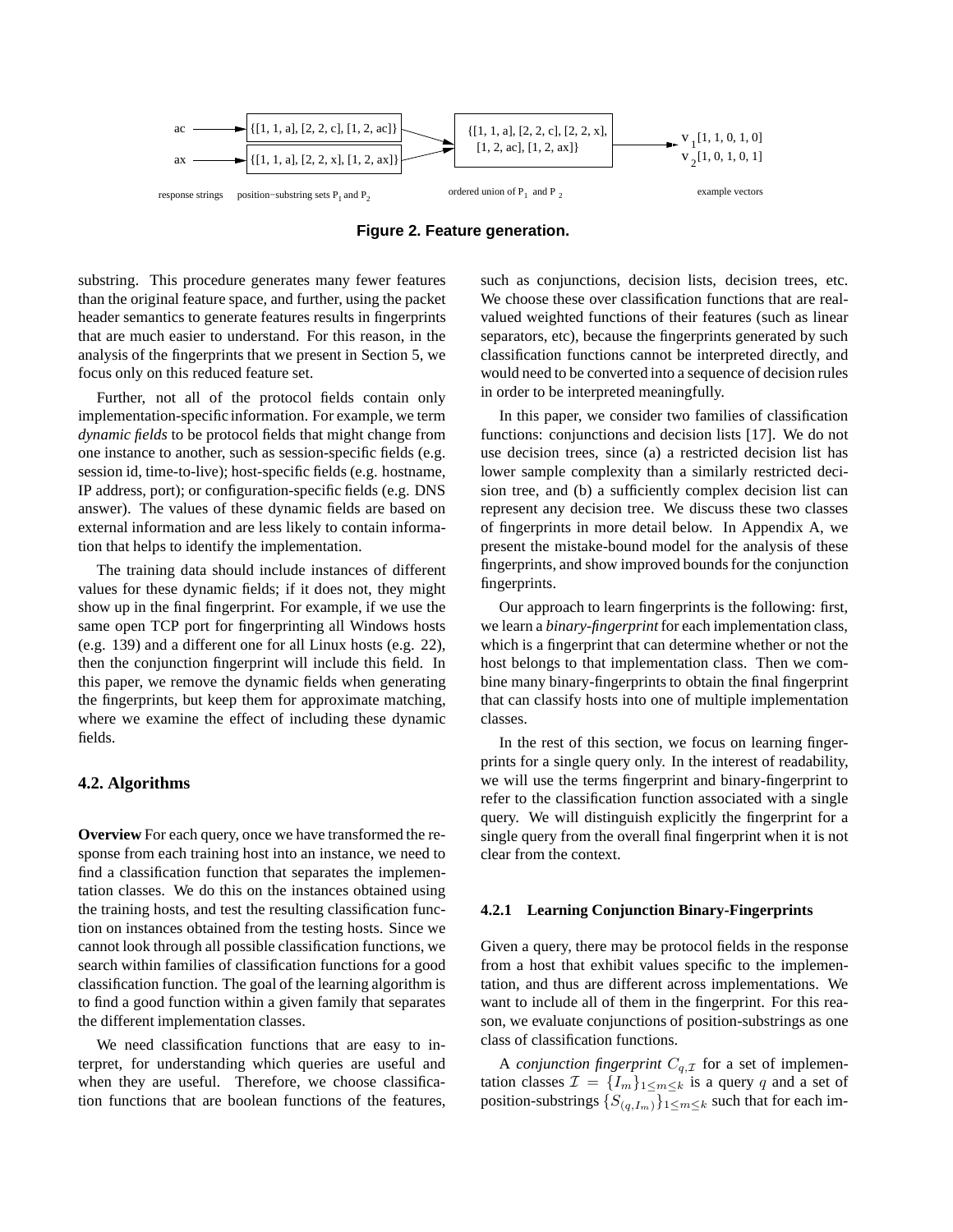ac → {[1, 1, a], [2, 2, c], [1, 2, ac]}

ax → {[1, 1, a], [2, 2, x], [1, 2, ax]}

→ {[1, 1, a], [2, 2, c], [2, 2, x], [1, 2, ac], [1, 2, ax]} → $v_1$ [1, 1, 0, 1, 0], $v_2$ [1, 0, 1, 0, 1]

response strings — position−substring sets $P_1$ and $P_2$ — ordered union of $P_1$ and $P_2$ — example vectors

**Figure 2. Feature generation.**

substring. This procedure generates many fewer features than the original feature space, and further, using the packet header semantics to generate features results in fingerprints that are much easier to understand. For this reason, in the analysis of the fingerprints that we present in Section 5, we focus only on this reduced feature set.

Further, not all of the protocol fields contain only implementation-specific information. For example, we term *dynamic fields* to be protocol fields that might change from one instance to another, such as session-specific fields (e.g. session id, time-to-live); host-specific fields (e.g. hostname, IP address, port); or configuration-specific fields (e.g. DNS answer). The values of these dynamic fields are based on external information and are less likely to contain information that helps to identify the implementation.

The training data should include instances of different values for these dynamic fields; if it does not, they might show up in the final fingerprint. For example, if we use the same open TCP port for fingerprinting all Windows hosts (e.g. 139) and a different one for all Linux hosts (e.g. 22), then the conjunction fingerprint will include this field. In this paper, we remove the dynamic fields when generating the fingerprints, but keep them for approximate matching, where we examine the effect of including these dynamic fields.

### 4.2. Algorithms

**Overview** For each query, once we have transformed the response from each training host into an instance, we need to find a classification function that separates the implementation classes. We do this on the instances obtained using the training hosts, and test the resulting classification function on instances obtained from the testing hosts. Since we cannot look through all possible classification functions, we search within families of classification functions for a good classification function. The goal of the learning algorithm is to find a good function within a given family that separates the different implementation classes.

We need classification functions that are easy to interpret, for understanding which queries are useful and when they are useful. Therefore, we choose classification functions that are boolean functions of the features, such as conjunctions, decision lists, decision trees, etc. We choose these over classification functions that are real-valued weighted functions of their features (such as linear separators, etc), because the fingerprints generated by such classification functions cannot be interpreted directly, and would need to be converted into a sequence of decision rules in order to be interpreted meaningfully.

In this paper, we consider two families of classification functions: conjunctions and decision lists [17]. We do not use decision trees, since (a) a restricted decision list has lower sample complexity than a similarly restricted decision tree, and (b) a sufficiently complex decision list can represent any decision tree. We discuss these two classes of fingerprints in more detail below. In Appendix A, we present the mistake-bound model for the analysis of these fingerprints, and show improved bounds for the conjunction fingerprints.

Our approach to learn fingerprints is the following: first, we learn a *binary-fingerprint* for each implementation class, which is a fingerprint that can determine whether or not the host belongs to that implementation class. Then we combine many binary-fingerprints to obtain the final fingerprint that can classify hosts into one of multiple implementation classes.

In the rest of this section, we focus on learning fingerprints for a single query only. In the interest of readability, we will use the terms fingerprint and binary-fingerprint to refer to the classification function associated with a single query. We will distinguish explicitly the fingerprint for a single query from the overall final fingerprint when it is not clear from the context.

#### 4.2.1 Learning Conjunction Binary-Fingerprints

Given a query, there may be protocol fields in the response from a host that exhibit values specific to the implementation, and thus are different across implementations. We want to include all of them in the fingerprint. For this reason, we evaluate conjunctions of position-substrings as one class of classification functions.

A *conjunction fingerprint* $C_{q,\mathcal{I}}$ for a set of implementation classes $\mathcal{I} = \{I_m\}_{1 \leq m \leq k}$ is a query $q$ and a set of position-substrings $\{S_{(q,I_m)}\}_{1 \leq m \leq k}$ such that for each im-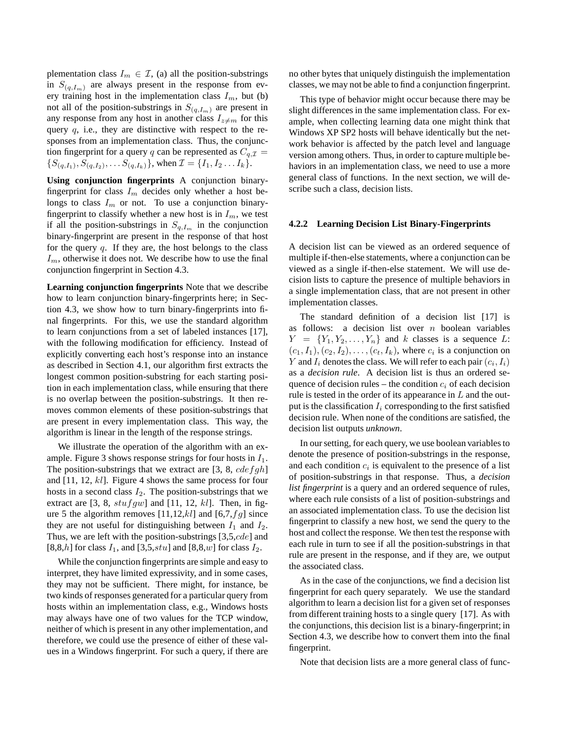plementation class $I_m \in \mathcal{I}$, (a) all the position-substrings in $S_{(q,I_m)}$ are always present in the response from every training host in the implementation class $I_m$, but (b) not all of the position-substrings in $S_{(q,I_m)}$ are present in any response from any host in another class $I_{z \neq m}$ for this query $q$, i.e., they are distinctive with respect to the responses from an implementation class. Thus, the conjunction fingerprint for a query $q$ can be represented as $C_{q,\mathcal{I}} = \{S_{(q,I_1)}, S_{(q,I_2)}, \ldots S_{(q,I_k)}\}$, when $\mathcal{I} = \{I_1, I_2 \ldots I_k\}$.

**Using conjunction fingerprints** A conjunction binary-fingerprint for class $I_m$ decides only whether a host belongs to class $I_m$ or not. To use a conjunction binary-fingerprint to classify whether a new host is in $I_m$, we test if all the position-substrings in $S_{q,I_m}$ in the conjunction binary-fingerprint are present in the response of that host for the query $q$. If they are, the host belongs to the class $I_m$, otherwise it does not. We describe how to use the final conjunction fingerprint in Section 4.3.

**Learning conjunction fingerprints** Note that we describe how to learn conjunction binary-fingerprints here; in Section 4.3, we show how to turn binary-fingerprints into final fingerprints. For this, we use the standard algorithm to learn conjunctions from a set of labeled instances [17], with the following modification for efficiency. Instead of explicitly converting each host's response into an instance as described in Section 4.1, our algorithm first extracts the longest common position-substring for each starting position in each implementation class, while ensuring that there is no overlap between the position-substrings. It then removes common elements of these position-substrings that are present in every implementation class. This way, the algorithm is linear in the length of the response strings.

We illustrate the operation of the algorithm with an example. Figure 3 shows response strings for four hosts in $I_1$. The position-substrings that we extract are [3, 8, $cdefgh$] and [11, 12, $kl$]. Figure 4 shows the same process for four hosts in a second class $I_2$. The position-substrings that we extract are [3, 8, $stufgw$] and [11, 12, $kl$]. Then, in figure 5 the algorithm removes [11,12,$kl$] and [6,7,$fg$] since they are not useful for distinguishing between $I_1$ and $I_2$. Thus, we are left with the position-substrings [3,5,$cde$] and [8,8,$h$] for class $I_1$, and [3,5,$stu$] and [8,8,$w$] for class $I_2$.

While the conjunction fingerprints are simple and easy to interpret, they have limited expressivity, and in some cases, they may not be sufficient. There might, for instance, be two kinds of responses generated for a particular query from hosts within an implementation class, e.g., Windows hosts may always have one of two values for the TCP window, neither of which is present in any other implementation, and therefore, we could use the presence of either of these values in a Windows fingerprint. For such a query, if there are no other bytes that uniquely distinguish the implementation classes, we may not be able to find a conjunction fingerprint.

This type of behavior might occur because there may be slight differences in the same implementation class. For example, when collecting learning data one might think that Windows XP SP2 hosts will behave identically but the network behavior is affected by the patch level and language version among others. Thus, in order to capture multiple behaviors in an implementation class, we need to use a more general class of functions. In the next section, we will describe such a class, decision lists.

#### 4.2.2 Learning Decision List Binary-Fingerprints

A decision list can be viewed as an ordered sequence of multiple if-then-else statements, where a conjunction can be viewed as a single if-then-else statement. We will use decision lists to capture the presence of multiple behaviors in a single implementation class, that are not present in other implementation classes.

The standard definition of a decision list [17] is as follows: a decision list over $n$ boolean variables $Y = \{Y_1, Y_2, \ldots, Y_n\}$ and $k$ classes is a sequence $L$: $(c_1, I_1), (c_2, I_2), \ldots, (c_t, I_k)$, where $c_i$ is a conjunction on $Y$ and $I_i$ denotes the class. We will refer to each pair $(c_i, I_i)$ as a *decision rule*. A decision list is thus an ordered sequence of decision rules – the condition $c_i$ of each decision rule is tested in the order of its appearance in $L$ and the output is the classification $I_i$ corresponding to the first satisfied decision rule. When none of the conditions are satisfied, the decision list outputs *unknown*.

In our setting, for each query, we use boolean variables to denote the presence of position-substrings in the response, and each condition $c_i$ is equivalent to the presence of a list of position-substrings in that response. Thus, a *decision list fingerprint* is a query and an ordered sequence of rules, where each rule consists of a list of position-substrings and an associated implementation class. To use the decision list fingerprint to classify a new host, we send the query to the host and collect the response. We then test the response with each rule in turn to see if all the position-substrings in that rule are present in the response, and if they are, we output the associated class.

As in the case of the conjunctions, we find a decision list fingerprint for each query separately. We use the standard algorithm to learn a decision list for a given set of responses from different training hosts to a single query [17]. As with the conjunctions, this decision list is a binary-fingerprint; in Section 4.3, we describe how to convert them into the final fingerprint.

Note that decision lists are a more general class of func-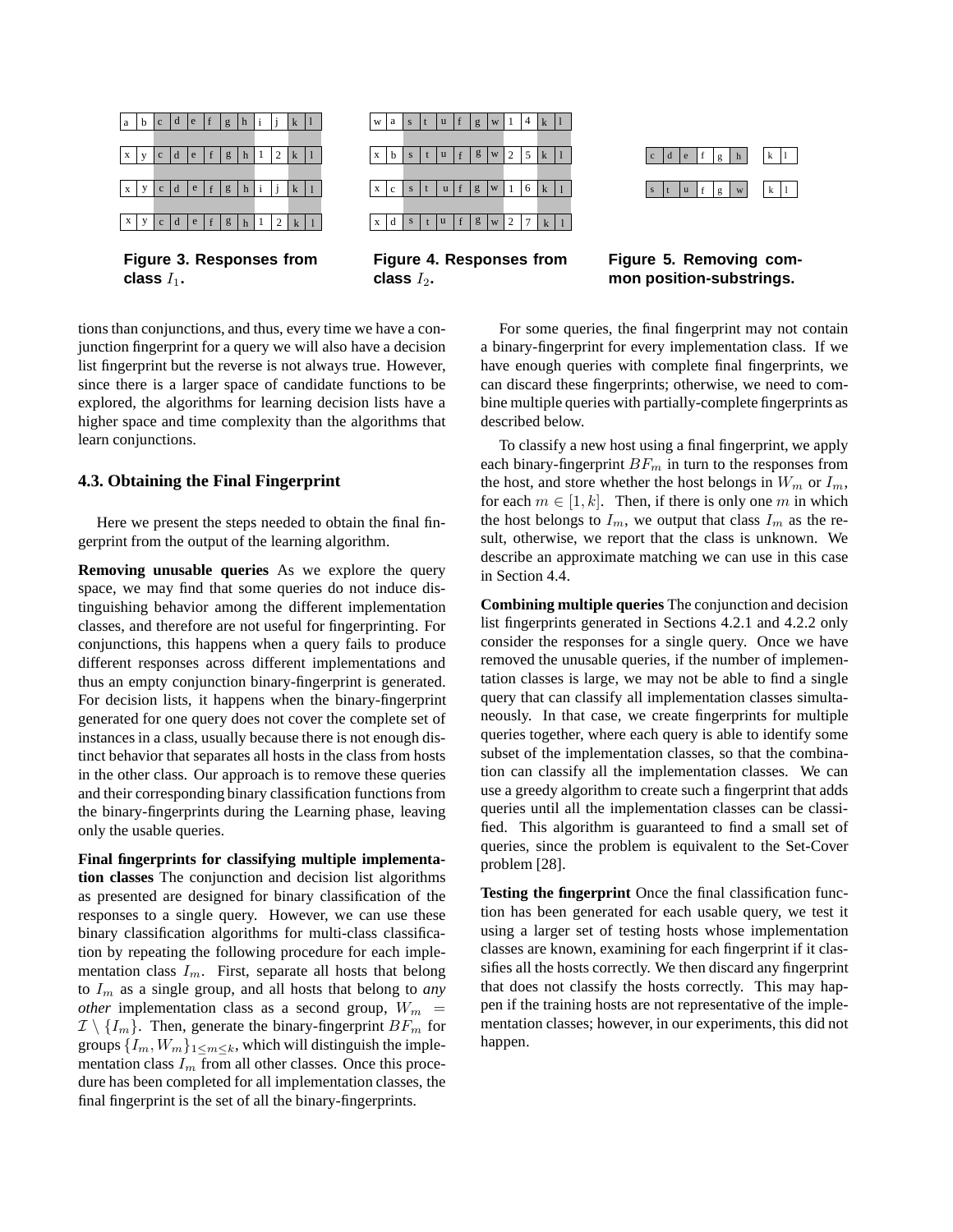| a | b | c | d | e | f | g | h | i | j | k | l |
|---|---|---|---|---|---|---|---|---|---|---|---|
| x | y | c | d | e | f | g | h | 1 | 2 | k | l |
| x | y | c | d | e | f | g | h | i | j | k | l |
| x | y | c | d | e | f | g | h | 1 | 2 | k | l |

**Figure 3. Responses from class $I_1$.**

| w | a | s | t | u | f | g | w | 1 | 4 | k | l |
|---|---|---|---|---|---|---|---|---|---|---|---|
| x | b | s | t | u | f | g | w | 2 | 5 | k | l |
| x | c | s | t | u | f | g | w | 1 | 6 | k | l |
| x | d | s | t | u | f | g | w | 2 | 7 | k | l |

**Figure 4. Responses from class $I_2$.**

| c | d | e | f | g | h | | k | l |
|---|---|---|---|---|---|---|---|---|
| s | t | u | f | g | w | | k | l |

**Figure 5. Removing common position-substrings.**

tions than conjunctions, and thus, every time we have a conjunction fingerprint for a query we will also have a decision list fingerprint but the reverse is not always true. However, since there is a larger space of candidate functions to be explored, the algorithms for learning decision lists have a higher space and time complexity than the algorithms that learn conjunctions.

### 4.3. Obtaining the Final Fingerprint

Here we present the steps needed to obtain the final fingerprint from the output of the learning algorithm.

**Removing unusable queries** As we explore the query space, we may find that some queries do not induce distinguishing behavior among the different implementation classes, and therefore are not useful for fingerprinting. For conjunctions, this happens when a query fails to produce different responses across different implementations and thus an empty conjunction binary-fingerprint is generated. For decision lists, it happens when the binary-fingerprint generated for one query does not cover the complete set of instances in a class, usually because there is not enough distinct behavior that separates all hosts in the class from hosts in the other class. Our approach is to remove these queries and their corresponding binary classification functions from the binary-fingerprints during the Learning phase, leaving only the usable queries.

**Final fingerprints for classifying multiple implementation classes** The conjunction and decision list algorithms as presented are designed for binary classification of the responses to a single query. However, we can use these binary classification algorithms for multi-class classification by repeating the following procedure for each implementation class $I_m$. First, separate all hosts that belong to $I_m$ as a single group, and all hosts that belong to *any other* implementation class as a second group, $W_m = \mathcal{I} \setminus \{I_m\}$. Then, generate the binary-fingerprint $BF_m$ for groups $\{I_m, W_m\}_{1 \leq m \leq k}$, which will distinguish the implementation class $I_m$ from all other classes. Once this procedure has been completed for all implementation classes, the final fingerprint is the set of all the binary-fingerprints.

For some queries, the final fingerprint may not contain a binary-fingerprint for every implementation class. If we have enough queries with complete final fingerprints, we can discard these fingerprints; otherwise, we need to combine multiple queries with partially-complete fingerprints as described below.

To classify a new host using a final fingerprint, we apply each binary-fingerprint $BF_m$ in turn to the responses from the host, and store whether the host belongs in $W_m$ or $I_m$, for each $m \in [1, k]$. Then, if there is only one $m$ in which the host belongs to $I_m$, we output that class $I_m$ as the result, otherwise, we report that the class is unknown. We describe an approximate matching we can use in this case in Section 4.4.

**Combining multiple queries** The conjunction and decision list fingerprints generated in Sections 4.2.1 and 4.2.2 only consider the responses for a single query. Once we have removed the unusable queries, if the number of implementation classes is large, we may not be able to find a single query that can classify all implementation classes simultaneously. In that case, we create fingerprints for multiple queries together, where each query is able to identify some subset of the implementation classes, so that the combination can classify all the implementation classes. We can use a greedy algorithm to create such a fingerprint that adds queries until all the implementation classes can be classified. This algorithm is guaranteed to find a small set of queries, since the problem is equivalent to the Set-Cover problem [28].

**Testing the fingerprint** Once the final classification function has been generated for each usable query, we test it using a larger set of testing hosts whose implementation classes are known, examining for each fingerprint if it classifies all the hosts correctly. We then discard any fingerprint that does not classify the hosts correctly. This may happen if the training hosts are not representative of the implementation classes; however, in our experiments, this did not happen.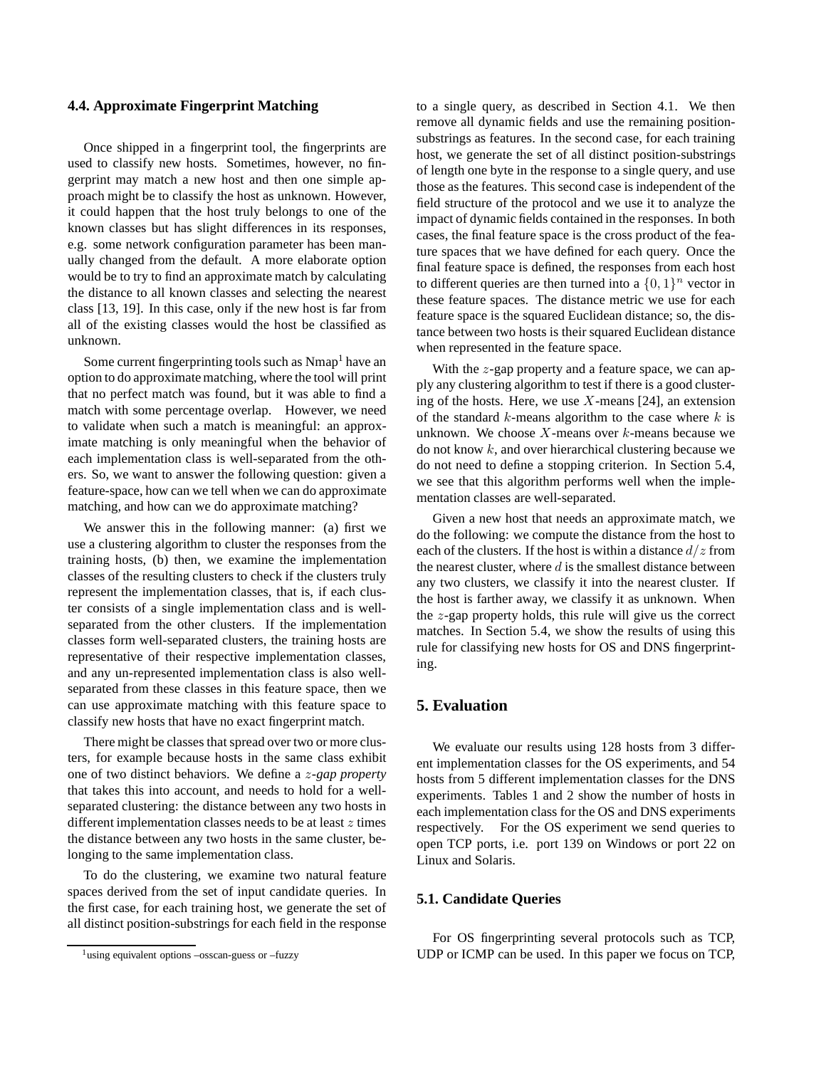### 4.4. Approximate Fingerprint Matching

Once shipped in a fingerprint tool, the fingerprints are used to classify new hosts. Sometimes, however, no fingerprint may match a new host and then one simple approach might be to classify the host as unknown. However, it could happen that the host truly belongs to one of the known classes but has slight differences in its responses, e.g. some network configuration parameter has been manually changed from the default. A more elaborate option would be to try to find an approximate match by calculating the distance to all known classes and selecting the nearest class [13, 19]. In this case, only if the new host is far from all of the existing classes would the host be classified as unknown.

Some current fingerprinting tools such as Nmap[1] have an option to do approximate matching, where the tool will print that no perfect match was found, but it was able to find a match with some percentage overlap. However, we need to validate when such a match is meaningful: an approximate matching is only meaningful when the behavior of each implementation class is well-separated from the others. So, we want to answer the following question: given a feature-space, how can we tell when we can do approximate matching, and how can we do approximate matching?

We answer this in the following manner: (a) first we use a clustering algorithm to cluster the responses from the training hosts, (b) then, we examine the implementation classes of the resulting clusters to check if the clusters truly represent the implementation classes, that is, if each cluster consists of a single implementation class and is well-separated from the other clusters. If the implementation classes form well-separated clusters, the training hosts are representative of their respective implementation classes, and any un-represented implementation class is also well-separated from these classes in this feature space, then we can use approximate matching with this feature space to classify new hosts that have no exact fingerprint match.

There might be classes that spread over two or more clusters, for example because hosts in the same class exhibit one of two distinct behaviors. We define a $z$-*gap property* that takes this into account, and needs to hold for a well-separated clustering: the distance between any two hosts in different implementation classes needs to be at least $z$ times the distance between any two hosts in the same cluster, belonging to the same implementation class.

To do the clustering, we examine two natural feature spaces derived from the set of input candidate queries. In the first case, for each training host, we generate the set of all distinct position-substrings for each field in the response to a single query, as described in Section 4.1. We then remove all dynamic fields and use the remaining position-substrings as features. In the second case, for each training host, we generate the set of all distinct position-substrings of length one byte in the response to a single query, and use those as the features. This second case is independent of the field structure of the protocol and we use it to analyze the impact of dynamic fields contained in the responses. In both cases, the final feature space is the cross product of the feature spaces that we have defined for each query. Once the final feature space is defined, the responses from each host to different queries are then turned into a $\{0,1\}^n$ vector in these feature spaces. The distance metric we use for each feature space is the squared Euclidean distance; so, the distance between two hosts is their squared Euclidean distance when represented in the feature space.

With the $z$-gap property and a feature space, we can apply any clustering algorithm to test if there is a good clustering of the hosts. Here, we use $X$-means [24], an extension of the standard $k$-means algorithm to the case where $k$ is unknown. We choose $X$-means over $k$-means because we do not know $k$, and over hierarchical clustering because we do not need to define a stopping criterion. In Section 5.4, we see that this algorithm performs well when the implementation classes are well-separated.

Given a new host that needs an approximate match, we do the following: we compute the distance from the host to each of the clusters. If the host is within a distance $d/z$ from the nearest cluster, where $d$ is the smallest distance between any two clusters, we classify it into the nearest cluster. If the host is farther away, we classify it as unknown. When the $z$-gap property holds, this rule will give us the correct matches. In Section 5.4, we show the results of using this rule for classifying new hosts for OS and DNS fingerprinting.

## 5. Evaluation

We evaluate our results using 128 hosts from 3 different implementation classes for the OS experiments, and 54 hosts from 5 different implementation classes for the DNS experiments. Tables 1 and 2 show the number of hosts in each implementation class for the OS and DNS experiments respectively. For the OS experiment we send queries to open TCP ports, i.e. port 139 on Windows or port 22 on Linux and Solaris.

### 5.1. Candidate Queries

For OS fingerprinting several protocols such as TCP, UDP or ICMP can be used. In this paper we focus on TCP,

[1] using equivalent options –osscan-guess or –fuzzy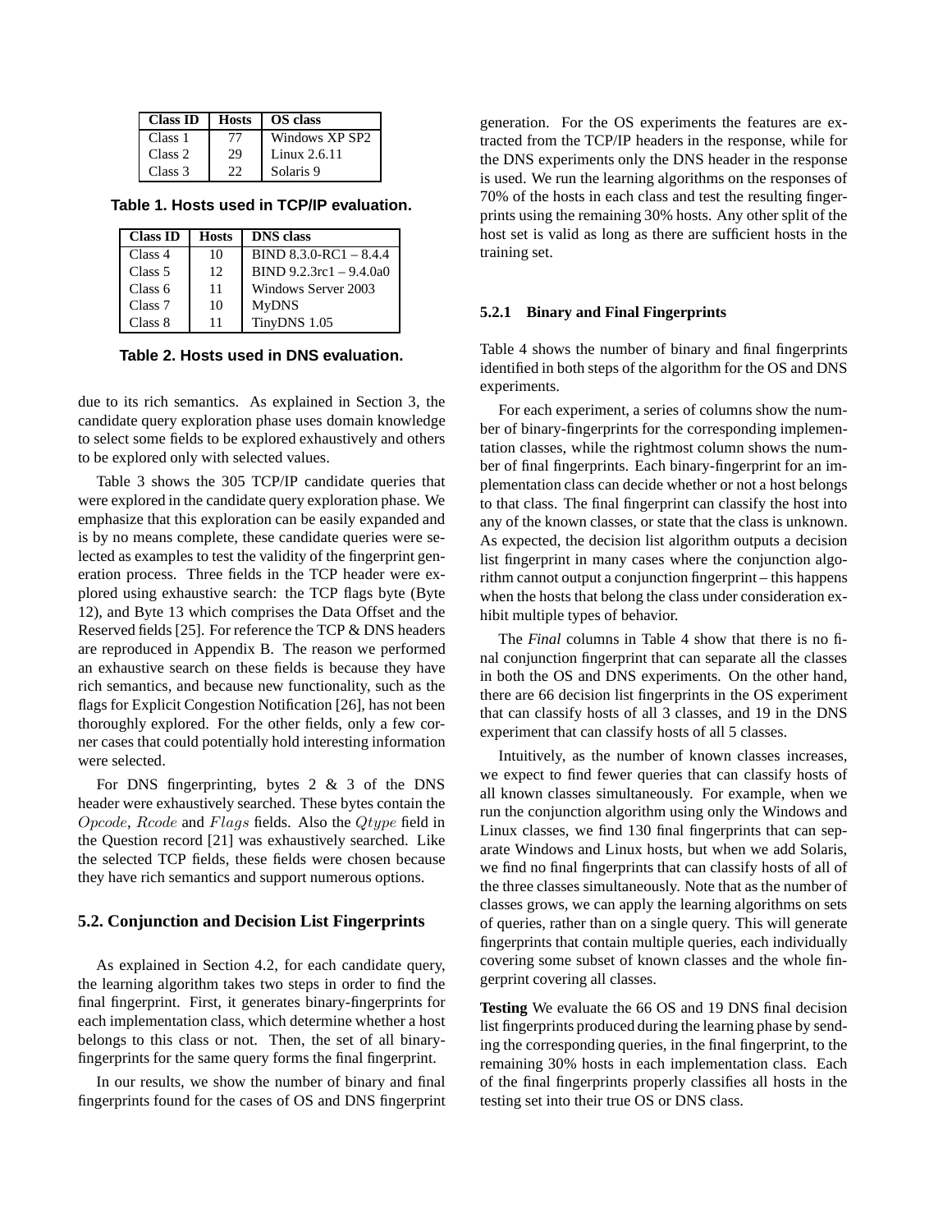| Class ID | Hosts | OS class |
|---|---|---|
| Class 1 | 77 | Windows XP SP2 |
| Class 2 | 29 | Linux 2.6.11 |
| Class 3 | 22 | Solaris 9 |

**Table 1. Hosts used in TCP/IP evaluation.**

| Class ID | Hosts | DNS class |
|---|---|---|
| Class 4 | 10 | BIND 8.3.0-RC1 – 8.4.4 |
| Class 5 | 12 | BIND 9.2.3rc1 – 9.4.0a0 |
| Class 6 | 11 | Windows Server 2003 |
| Class 7 | 10 | MyDNS |
| Class 8 | 11 | TinyDNS 1.05 |

**Table 2. Hosts used in DNS evaluation.**

due to its rich semantics. As explained in Section 3, the candidate query exploration phase uses domain knowledge to select some fields to be explored exhaustively and others to be explored only with selected values.

Table 3 shows the 305 TCP/IP candidate queries that were explored in the candidate query exploration phase. We emphasize that this exploration can be easily expanded and is by no means complete, these candidate queries were selected as examples to test the validity of the fingerprint generation process. Three fields in the TCP header were explored using exhaustive search: the TCP flags byte (Byte 12), and Byte 13 which comprises the Data Offset and the Reserved fields [25]. For reference the TCP & DNS headers are reproduced in Appendix B. The reason we performed an exhaustive search on these fields is because they have rich semantics, and because new functionality, such as the flags for Explicit Congestion Notification [26], has not been thoroughly explored. For the other fields, only a few corner cases that could potentially hold interesting information were selected.

For DNS fingerprinting, bytes 2 & 3 of the DNS header were exhaustively searched. These bytes contain the $Opcode$, $Rcode$ and $Flags$ fields. Also the $Qtype$ field in the Question record [21] was exhaustively searched. Like the selected TCP fields, these fields were chosen because they have rich semantics and support numerous options.

### 5.2. Conjunction and Decision List Fingerprints

As explained in Section 4.2, for each candidate query, the learning algorithm takes two steps in order to find the final fingerprint. First, it generates binary-fingerprints for each implementation class, which determine whether a host belongs to this class or not. Then, the set of all binary-fingerprints for the same query forms the final fingerprint.

In our results, we show the number of binary and final fingerprints found for the cases of OS and DNS fingerprint generation. For the OS experiments the features are extracted from the TCP/IP headers in the response, while for the DNS experiments only the DNS header in the response is used. We run the learning algorithms on the responses of 70% of the hosts in each class and test the resulting fingerprints using the remaining 30% hosts. Any other split of the host set is valid as long as there are sufficient hosts in the training set.

#### 5.2.1 Binary and Final Fingerprints

Table 4 shows the number of binary and final fingerprints identified in both steps of the algorithm for the OS and DNS experiments.

For each experiment, a series of columns show the number of binary-fingerprints for the corresponding implementation classes, while the rightmost column shows the number of final fingerprints. Each binary-fingerprint for an implementation class can decide whether or not a host belongs to that class. The final fingerprint can classify the host into any of the known classes, or state that the class is unknown. As expected, the decision list algorithm outputs a decision list fingerprint in many cases where the conjunction algorithm cannot output a conjunction fingerprint – this happens when the hosts that belong the class under consideration exhibit multiple types of behavior.

The *Final* columns in Table 4 show that there is no final conjunction fingerprint that can separate all the classes in both the OS and DNS experiments. On the other hand, there are 66 decision list fingerprints in the OS experiment that can classify hosts of all 3 classes, and 19 in the DNS experiment that can classify hosts of all 5 classes.

Intuitively, as the number of known classes increases, we expect to find fewer queries that can classify hosts of all known classes simultaneously. For example, when we run the conjunction algorithm using only the Windows and Linux classes, we find 130 final fingerprints that can separate Windows and Linux hosts, but when we add Solaris, we find no final fingerprints that can classify hosts of all of the three classes simultaneously. Note that as the number of classes grows, we can apply the learning algorithms on sets of queries, rather than on a single query. This will generate fingerprints that contain multiple queries, each individually covering some subset of known classes and the whole fingerprint covering all classes.

**Testing** We evaluate the 66 OS and 19 DNS final decision list fingerprints produced during the learning phase by sending the corresponding queries, in the final fingerprint, to the remaining 30% hosts in each implementation class. Each of the final fingerprints properly classifies all hosts in the testing set into their true OS or DNS class.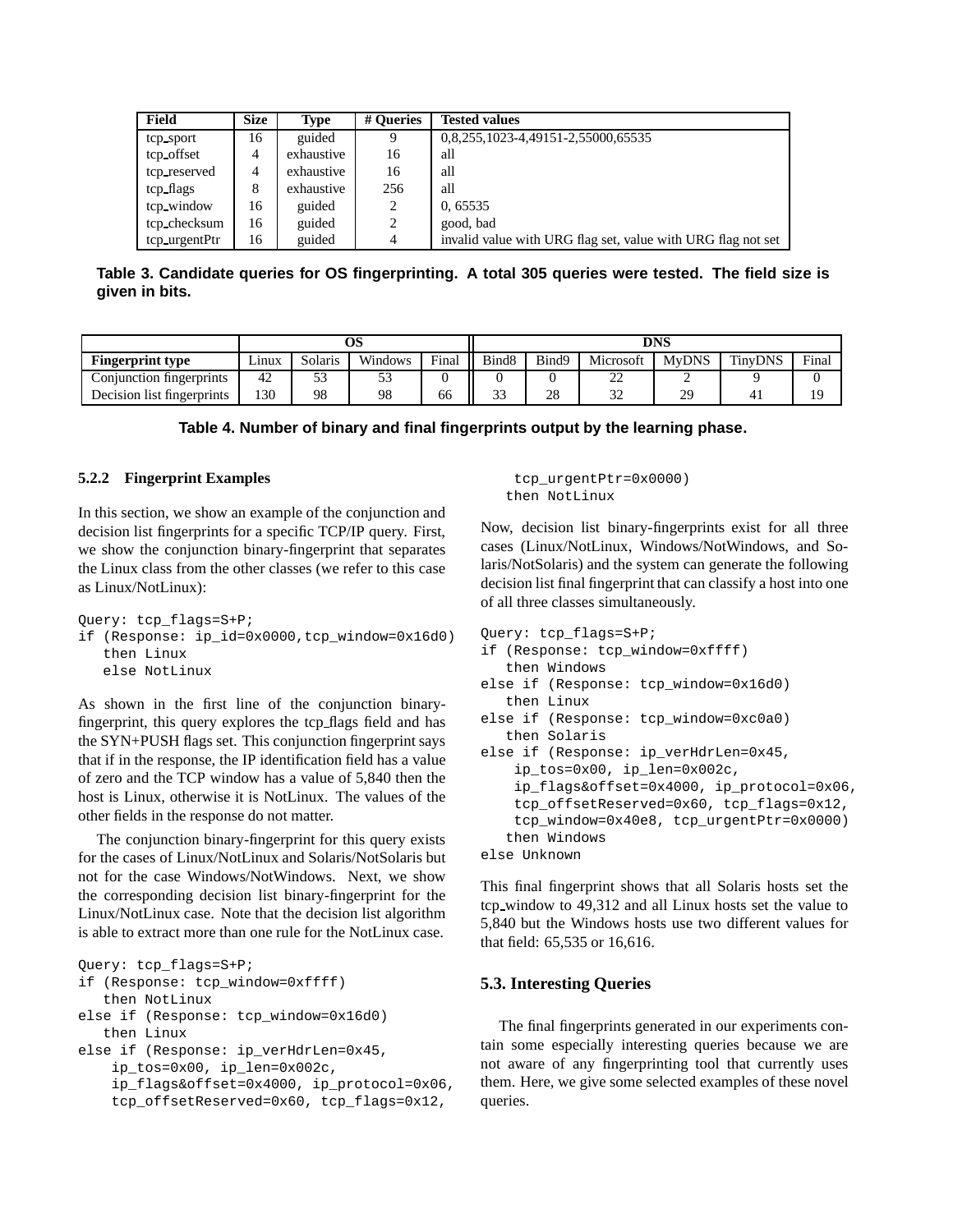| Field | Size | Type | # Queries | Tested values |
|---|---|---|---|---|
| tcp_sport | 16 | guided | 9 | 0,8,255,1023-4,49151-2,55000,65535 |
| tcp_offset | 4 | exhaustive | 16 | all |
| tcp_reserved | 4 | exhaustive | 16 | all |
| tcp_flags | 8 | exhaustive | 256 | all |
| tcp_window | 16 | guided | 2 | 0, 65535 |
| tcp_checksum | 16 | guided | 2 | good, bad |
| tcp_urgentPtr | 16 | guided | 4 | invalid value with URG flag set, value with URG flag not set |

**Table 3. Candidate queries for OS fingerprinting. A total 305 queries were tested. The field size is given in bits.**

| | OS | | | | DNS | | | | | |
|---|---|---|---|---|---|---|---|---|---|---|
| **Fingerprint type** | Linux | Solaris | Windows | Final | Bind8 | Bind9 | Microsoft | MyDNS | TinyDNS | Final |
| Conjunction fingerprints | 42 | 53 | 53 | 0 | 0 | 0 | 22 | 2 | 9 | 0 |
| Decision list fingerprints | 130 | 98 | 98 | 66 | 33 | 28 | 32 | 29 | 41 | 19 |

**Table 4. Number of binary and final fingerprints output by the learning phase.**

#### 5.2.2 Fingerprint Examples

In this section, we show an example of the conjunction and decision list fingerprints for a specific TCP/IP query. First, we show the conjunction binary-fingerprint that separates the Linux class from the other classes (we refer to this case as Linux/NotLinux):

```
Query: tcp_flags=S+P;
if (Response: ip_id=0x0000,tcp_window=0x16d0)
   then Linux
   else NotLinux
```

As shown in the first line of the conjunction binary-fingerprint, this query explores the tcp_flags field and has the SYN+PUSH flags set. This conjunction fingerprint says that if in the response, the IP identification field has a value of zero and the TCP window has a value of 5,840 then the host is Linux, otherwise it is NotLinux. The values of the other fields in the response do not matter.

The conjunction binary-fingerprint for this query exists for the cases of Linux/NotLinux and Solaris/NotSolaris but not for the case Windows/NotWindows. Next, we show the corresponding decision list binary-fingerprint for the Linux/NotLinux case. Note that the decision list algorithm is able to extract more than one rule for the NotLinux case.

```
Query: tcp_flags=S+P;
if (Response: tcp_window=0xffff)
   then NotLinux
else if (Response: tcp_window=0x16d0)
   then Linux
else if (Response: ip_verHdrLen=0x45,
    ip_tos=0x00, ip_len=0x002c,
    ip_flags&offset=0x4000, ip_protocol=0x06,
    tcp_offsetReserved=0x60, tcp_flags=0x12,
    tcp_urgentPtr=0x0000)
   then NotLinux
```

Now, decision list binary-fingerprints exist for all three cases (Linux/NotLinux, Windows/NotWindows, and Solaris/NotSolaris) and the system can generate the following decision list final fingerprint that can classify a host into one of all three classes simultaneously.

```
Query: tcp_flags=S+P;
if (Response: tcp_window=0xffff)
   then Windows
else if (Response: tcp_window=0x16d0)
   then Linux
else if (Response: tcp_window=0xc0a0)
   then Solaris
else if (Response: ip_verHdrLen=0x45,
    ip_tos=0x00, ip_len=0x002c,
    ip_flags&offset=0x4000, ip_protocol=0x06,
    tcp_offsetReserved=0x60, tcp_flags=0x12,
    tcp_window=0x40e8, tcp_urgentPtr=0x0000)
   then Windows
else Unknown
```

This final fingerprint shows that all Solaris hosts set the tcp_window to 49,312 and all Linux hosts set the value to 5,840 but the Windows hosts use two different values for that field: 65,535 or 16,616.

### 5.3. Interesting Queries

The final fingerprints generated in our experiments contain some especially interesting queries because we are not aware of any fingerprinting tool that currently uses them. Here, we give some selected examples of these novel queries.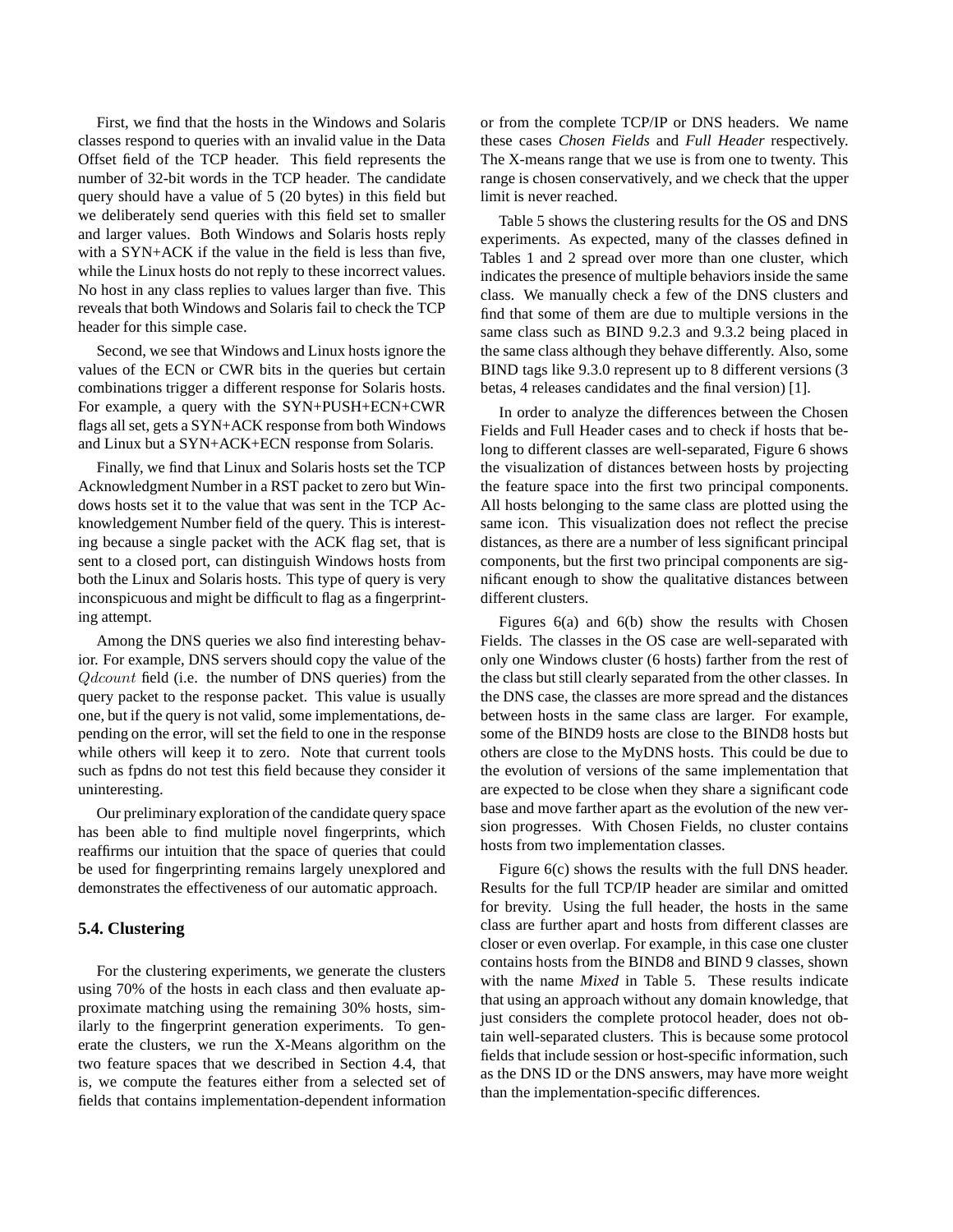First, we find that the hosts in the Windows and Solaris classes respond to queries with an invalid value in the Data Offset field of the TCP header. This field represents the number of 32-bit words in the TCP header. The candidate query should have a value of 5 (20 bytes) in this field but we deliberately send queries with this field set to smaller and larger values. Both Windows and Solaris hosts reply with a SYN+ACK if the value in the field is less than five, while the Linux hosts do not reply to these incorrect values. No host in any class replies to values larger than five. This reveals that both Windows and Solaris fail to check the TCP header for this simple case.

Second, we see that Windows and Linux hosts ignore the values of the ECN or CWR bits in the queries but certain combinations trigger a different response for Solaris hosts. For example, a query with the SYN+PUSH+ECN+CWR flags all set, gets a SYN+ACK response from both Windows and Linux but a SYN+ACK+ECN response from Solaris.

Finally, we find that Linux and Solaris hosts set the TCP Acknowledgment Number in a RST packet to zero but Windows hosts set it to the value that was sent in the TCP Acknowledgement Number field of the query. This is interesting because a single packet with the ACK flag set, that is sent to a closed port, can distinguish Windows hosts from both the Linux and Solaris hosts. This type of query is very inconspicuous and might be difficult to flag as a fingerprinting attempt.

Among the DNS queries we also find interesting behavior. For example, DNS servers should copy the value of the $Qdcount$ field (i.e. the number of DNS queries) from the query packet to the response packet. This value is usually one, but if the query is not valid, some implementations, depending on the error, will set the field to one in the response while others will keep it to zero. Note that current tools such as fpdns do not test this field because they consider it uninteresting.

Our preliminary exploration of the candidate query space has been able to find multiple novel fingerprints, which reaffirms our intuition that the space of queries that could be used for fingerprinting remains largely unexplored and demonstrates the effectiveness of our automatic approach.

### 5.4. Clustering

For the clustering experiments, we generate the clusters using 70% of the hosts in each class and then evaluate approximate matching using the remaining 30% hosts, similarly to the fingerprint generation experiments. To generate the clusters, we run the X-Means algorithm on the two feature spaces that we described in Section 4.4, that is, we compute the features either from a selected set of fields that contains implementation-dependent information or from the complete TCP/IP or DNS headers. We name these cases *Chosen Fields* and *Full Header* respectively. The X-means range that we use is from one to twenty. This range is chosen conservatively, and we check that the upper limit is never reached.

Table 5 shows the clustering results for the OS and DNS experiments. As expected, many of the classes defined in Tables 1 and 2 spread over more than one cluster, which indicates the presence of multiple behaviors inside the same class. We manually check a few of the DNS clusters and find that some of them are due to multiple versions in the same class such as BIND 9.2.3 and 9.3.2 being placed in the same class although they behave differently. Also, some BIND tags like 9.3.0 represent up to 8 different versions (3 betas, 4 releases candidates and the final version) [1].

In order to analyze the differences between the Chosen Fields and Full Header cases and to check if hosts that belong to different classes are well-separated, Figure 6 shows the visualization of distances between hosts by projecting the feature space into the first two principal components. All hosts belonging to the same class are plotted using the same icon. This visualization does not reflect the precise distances, as there are a number of less significant principal components, but the first two principal components are significant enough to show the qualitative distances between different clusters.

Figures 6(a) and 6(b) show the results with Chosen Fields. The classes in the OS case are well-separated with only one Windows cluster (6 hosts) farther from the rest of the class but still clearly separated from the other classes. In the DNS case, the classes are more spread and the distances between hosts in the same class are larger. For example, some of the BIND9 hosts are close to the BIND8 hosts but others are close to the MyDNS hosts. This could be due to the evolution of versions of the same implementation that are expected to be close when they share a significant code base and move farther apart as the evolution of the new version progresses. With Chosen Fields, no cluster contains hosts from two implementation classes.

Figure 6(c) shows the results with the full DNS header. Results for the full TCP/IP header are similar and omitted for brevity. Using the full header, the hosts in the same class are further apart and hosts from different classes are closer or even overlap. For example, in this case one cluster contains hosts from the BIND8 and BIND 9 classes, shown with the name *Mixed* in Table 5. These results indicate that using an approach without any domain knowledge, that just considers the complete protocol header, does not obtain well-separated clusters. This is because some protocol fields that include session or host-specific information, such as the DNS ID or the DNS answers, may have more weight than the implementation-specific differences.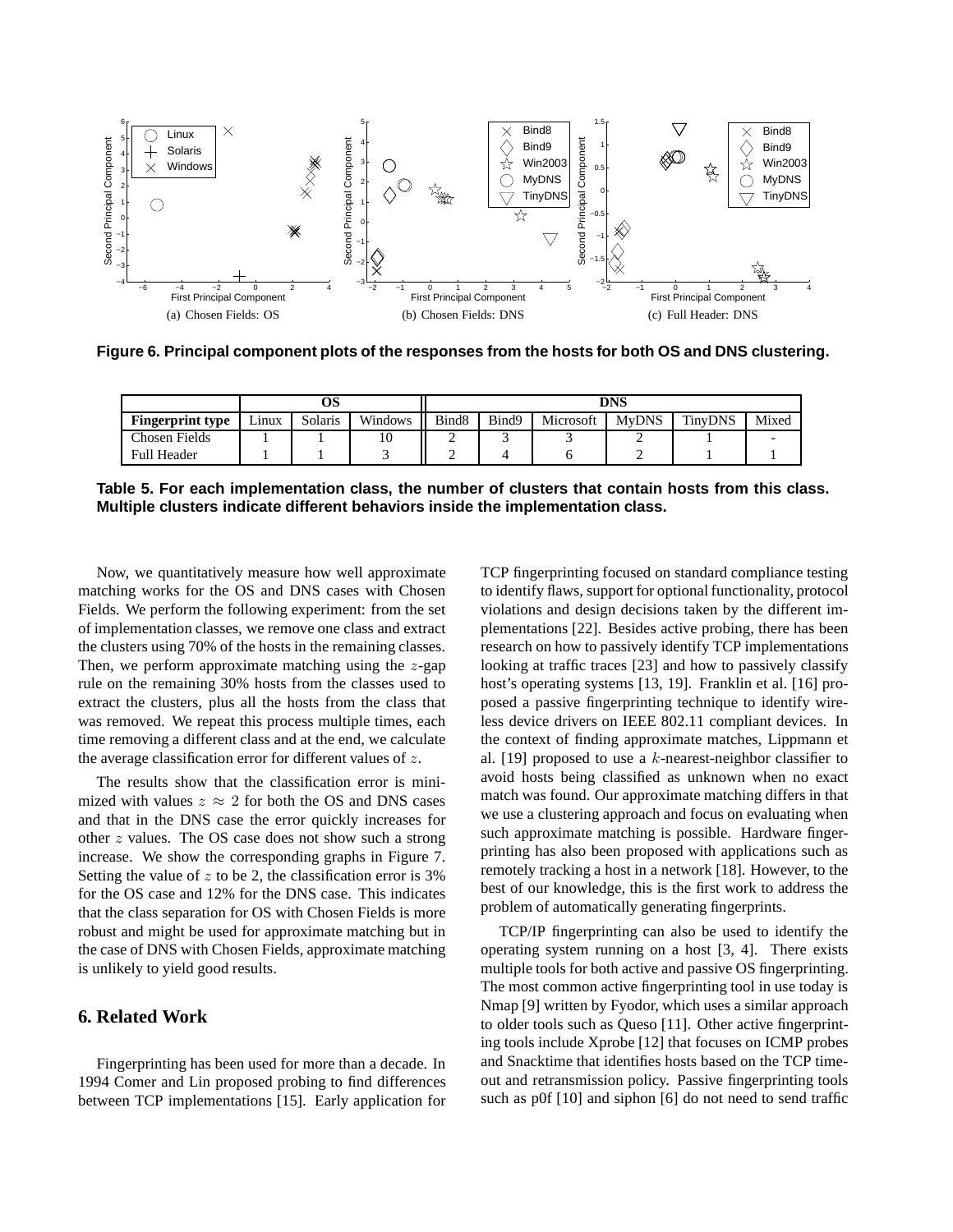(a) Chosen Fields: OS

(b) Chosen Fields: DNS

(c) Full Header: DNS

**Figure 6. Principal component plots of the responses from the hosts for both OS and DNS clustering.**

| | OS | | | DNS | | | | | |
|---|---|---|---|---|---|---|---|---|---|
| **Fingerprint type** | Linux | Solaris | Windows | Bind8 | Bind9 | Microsoft | MyDNS | TinyDNS | Mixed |
| Chosen Fields | 1 | 1 | 10 | 2 | 3 | 3 | 2 | 1 | - |
| Full Header | 1 | 1 | 3 | 2 | 4 | 6 | 2 | 1 | 1 |

**Table 5. For each implementation class, the number of clusters that contain hosts from this class. Multiple clusters indicate different behaviors inside the implementation class.**

Now, we quantitatively measure how well approximate matching works for the OS and DNS cases with Chosen Fields. We perform the following experiment: from the set of implementation classes, we remove one class and extract the clusters using 70% of the hosts in the remaining classes. Then, we perform approximate matching using the $z$-gap rule on the remaining 30% hosts from the classes used to extract the clusters, plus all the hosts from the class that was removed. We repeat this process multiple times, each time removing a different class and at the end, we calculate the average classification error for different values of $z$.

The results show that the classification error is minimized with values $z \approx 2$ for both the OS and DNS cases and that in the DNS case the error quickly increases for other $z$ values. The OS case does not show such a strong increase. We show the corresponding graphs in Figure 7. Setting the value of $z$ to be 2, the classification error is 3% for the OS case and 12% for the DNS case. This indicates that the class separation for OS with Chosen Fields is more robust and might be used for approximate matching but in the case of DNS with Chosen Fields, approximate matching is unlikely to yield good results.

## 6. Related Work

Fingerprinting has been used for more than a decade. In 1994 Comer and Lin proposed probing to find differences between TCP implementations [15]. Early application for TCP fingerprinting focused on standard compliance testing to identify flaws, support for optional functionality, protocol violations and design decisions taken by the different implementations [22]. Besides active probing, there has been research on how to passively identify TCP implementations looking at traffic traces [23] and how to passively classify host's operating systems [13, 19]. Franklin et al. [16] proposed a passive fingerprinting technique to identify wireless device drivers on IEEE 802.11 compliant devices. In the context of finding approximate matches, Lippmann et al. [19] proposed to use a $k$-nearest-neighbor classifier to avoid hosts being classified as unknown when no exact match was found. Our approximate matching differs in that we use a clustering approach and focus on evaluating when such approximate matching is possible. Hardware fingerprinting has also been proposed with applications such as remotely tracking a host in a network [18]. However, to the best of our knowledge, this is the first work to address the problem of automatically generating fingerprints.

TCP/IP fingerprinting can also be used to identify the operating system running on a host [3, 4]. There exists multiple tools for both active and passive OS fingerprinting. The most common active fingerprinting tool in use today is Nmap [9] written by Fyodor, which uses a similar approach to older tools such as Queso [11]. Other active fingerprinting tools include Xprobe [12] that focuses on ICMP probes and Snacktime that identifies hosts based on the TCP timeout and retransmission policy. Passive fingerprinting tools such as p0f [10] and siphon [6] do not need to send traffic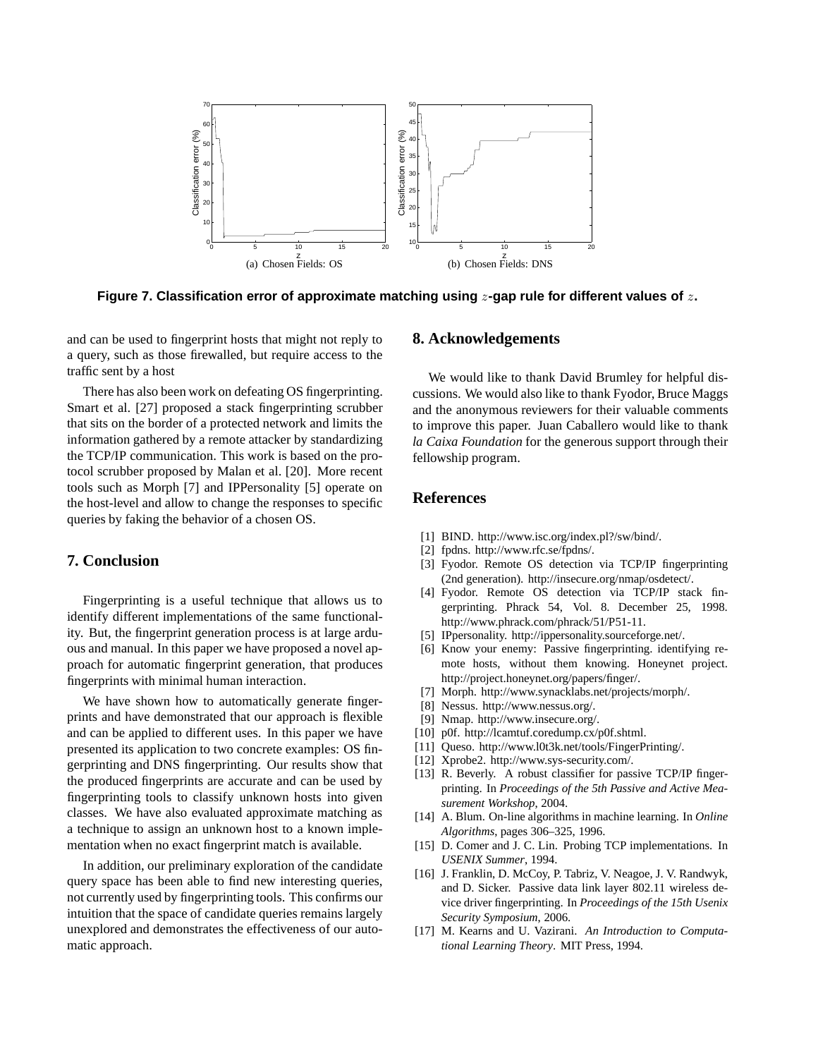Figure 7. Classification error of approximate matching using $z$-gap rule for different values of $z$.

(a) Chosen Fields: OS

(b) Chosen Fields: DNS

and can be used to fingerprint hosts that might not reply to a query, such as those firewalled, but require access to the traffic sent by a host

There has also been work on defeating OS fingerprinting. Smart et al. [27] proposed a stack fingerprinting scrubber that sits on the border of a protected network and limits the information gathered by a remote attacker by standardizing the TCP/IP communication. This work is based on the protocol scrubber proposed by Malan et al. [20]. More recent tools such as Morph [7] and IPPersonality [5] operate on the host-level and allow to change the responses to specific queries by faking the behavior of a chosen OS.

## 7. Conclusion

Fingerprinting is a useful technique that allows us to identify different implementations of the same functionality. But, the fingerprint generation process is at large arduous and manual. In this paper we have proposed a novel approach for automatic fingerprint generation, that produces fingerprints with minimal human interaction.

We have shown how to automatically generate fingerprints and have demonstrated that our approach is flexible and can be applied to different uses. In this paper we have presented its application to two concrete examples: OS fingerprinting and DNS fingerprinting. Our results show that the produced fingerprints are accurate and can be used by fingerprinting tools to classify unknown hosts into given classes. We have also evaluated approximate matching as a technique to assign an unknown host to a known implementation when no exact fingerprint match is available.

In addition, our preliminary exploration of the candidate query space has been able to find new interesting queries, not currently used by fingerprinting tools. This confirms our intuition that the space of candidate queries remains largely unexplored and demonstrates the effectiveness of our automatic approach.

## 8. Acknowledgements

We would like to thank David Brumley for helpful discussions. We would also like to thank Fyodor, Bruce Maggs and the anonymous reviewers for their valuable comments to improve this paper. Juan Caballero would like to thank *la Caixa Foundation* for the generous support through their fellowship program.

## References

[1] BIND. http://www.isc.org/index.pl?/sw/bind/.

[2] fpdns. http://www.rfc.se/fpdns/.

[3] Fyodor. Remote OS detection via TCP/IP fingerprinting (2nd generation). http://insecure.org/nmap/osdetect/.

[4] Fyodor. Remote OS detection via TCP/IP stack fingerprinting. Phrack 54, Vol. 8. December 25, 1998. http://www.phrack.com/phrack/51/P51-11.

[5] IPpersonality. http://ippersonality.sourceforge.net/.

[6] Know your enemy: Passive fingerprinting. identifying remote hosts, without them knowing. Honeynet project. http://project.honeynet.org/papers/finger/.

[7] Morph. http://www.synacklabs.net/projects/morph/.

[8] Nessus. http://www.nessus.org/.

[9] Nmap. http://www.insecure.org/.

[10] p0f. http://lcamtuf.coredump.cx/p0f.shtml.

[11] Queso. http://www.l0t3k.net/tools/FingerPrinting/.

[12] Xprobe2. http://www.sys-security.com/.

[13] R. Beverly. A robust classifier for passive TCP/IP fingerprinting. In *Proceedings of the 5th Passive and Active Measurement Workshop*, 2004.

[14] A. Blum. On-line algorithms in machine learning. In *Online Algorithms*, pages 306–325, 1996.

[15] D. Comer and J. C. Lin. Probing TCP implementations. In *USENIX Summer*, 1994.

[16] J. Franklin, D. McCoy, P. Tabriz, V. Neagoe, J. V. Randwyk, and D. Sicker. Passive data link layer 802.11 wireless device driver fingerprinting. In *Proceedings of the 15th Usenix Security Symposium*, 2006.

[17] M. Kearns and U. Vazirani. *An Introduction to Computational Learning Theory*. MIT Press, 1994.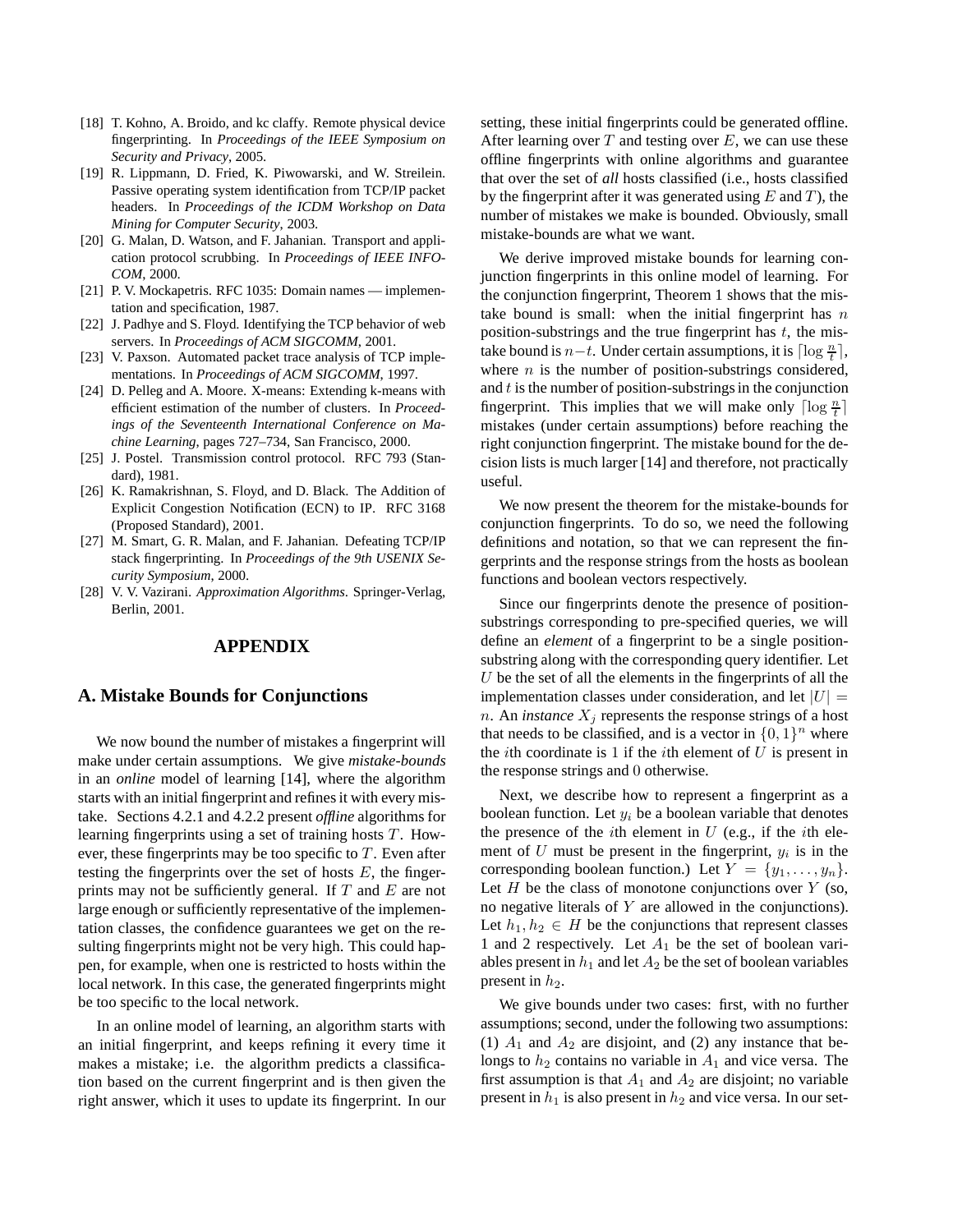- [18] T. Kohno, A. Broido, and kc claffy. Remote physical device fingerprinting. In *Proceedings of the IEEE Symposium on Security and Privacy*, 2005.
- [19] R. Lippmann, D. Fried, K. Piwowarski, and W. Streilein. Passive operating system identification from TCP/IP packet headers. In *Proceedings of the ICDM Workshop on Data Mining for Computer Security*, 2003.
- [20] G. Malan, D. Watson, and F. Jahanian. Transport and application protocol scrubbing. In *Proceedings of IEEE INFOCOM*, 2000.
- [21] P. V. Mockapetris. RFC 1035: Domain names — implementation and specification, 1987.
- [22] J. Padhye and S. Floyd. Identifying the TCP behavior of web servers. In *Proceedings of ACM SIGCOMM*, 2001.
- [23] V. Paxson. Automated packet trace analysis of TCP implementations. In *Proceedings of ACM SIGCOMM*, 1997.
- [24] D. Pelleg and A. Moore. X-means: Extending k-means with efficient estimation of the number of clusters. In *Proceedings of the Seventeenth International Conference on Machine Learning*, pages 727–734, San Francisco, 2000.
- [25] J. Postel. Transmission control protocol. RFC 793 (Standard), 1981.
- [26] K. Ramakrishnan, S. Floyd, and D. Black. The Addition of Explicit Congestion Notification (ECN) to IP. RFC 3168 (Proposed Standard), 2001.
- [27] M. Smart, G. R. Malan, and F. Jahanian. Defeating TCP/IP stack fingerprinting. In *Proceedings of the 9th USENIX Security Symposium*, 2000.
- [28] V. V. Vazirani. *Approximation Algorithms*. Springer-Verlag, Berlin, 2001.

# APPENDIX

## A. Mistake Bounds for Conjunctions

We now bound the number of mistakes a fingerprint will make under certain assumptions. We give *mistake-bounds* in an *online* model of learning [14], where the algorithm starts with an initial fingerprint and refines it with every mistake. Sections 4.2.1 and 4.2.2 present *offline* algorithms for learning fingerprints using a set of training hosts $T$. However, these fingerprints may be too specific to $T$. Even after testing the fingerprints over the set of hosts $E$, the fingerprints may not be sufficiently general. If $T$ and $E$ are not large enough or sufficiently representative of the implementation classes, the confidence guarantees we get on the resulting fingerprints might not be very high. This could happen, for example, when one is restricted to hosts within the local network. In this case, the generated fingerprints might be too specific to the local network.

In an online model of learning, an algorithm starts with an initial fingerprint, and keeps refining it every time it makes a mistake; i.e. the algorithm predicts a classification based on the current fingerprint and is then given the right answer, which it uses to update its fingerprint. In our setting, these initial fingerprints could be generated offline. After learning over $T$ and testing over $E$, we can use these offline fingerprints with online algorithms and guarantee that over the set of *all* hosts classified (i.e., hosts classified by the fingerprint after it was generated using $E$ and $T$), the number of mistakes we make is bounded. Obviously, small mistake-bounds are what we want.

We derive improved mistake bounds for learning conjunction fingerprints in this online model of learning. For the conjunction fingerprint, Theorem 1 shows that the mistake bound is small: when the initial fingerprint has $n$ position-substrings and the true fingerprint has $t$, the mistake bound is $n-t$. Under certain assumptions, it is $\lceil \log \frac{n}{t} \rceil$, where $n$ is the number of position-substrings considered, and $t$ is the number of position-substrings in the conjunction fingerprint. This implies that we will make only $\lceil \log \frac{n}{t} \rceil$ mistakes (under certain assumptions) before reaching the right conjunction fingerprint. The mistake bound for the decision lists is much larger [14] and therefore, not practically useful.

We now present the theorem for the mistake-bounds for conjunction fingerprints. To do so, we need the following definitions and notation, so that we can represent the fingerprints and the response strings from the hosts as boolean functions and boolean vectors respectively.

Since our fingerprints denote the presence of position-substrings corresponding to pre-specified queries, we will define an *element* of a fingerprint to be a single position-substring along with the corresponding query identifier. Let $U$ be the set of all the elements in the fingerprints of all the implementation classes under consideration, and let $|U| = n$. An *instance* $X_j$ represents the response strings of a host that needs to be classified, and is a vector in $\{0,1\}^n$ where the $i$th coordinate is $1$ if the $i$th element of $U$ is present in the response strings and $0$ otherwise.

Next, we describe how to represent a fingerprint as a boolean function. Let $y_i$ be a boolean variable that denotes the presence of the $i$th element in $U$ (e.g., if the $i$th element of $U$ must be present in the fingerprint, $y_i$ is in the corresponding boolean function.) Let $Y = \{y_1, \ldots, y_n\}$. Let $H$ be the class of monotone conjunctions over $Y$ (so, no negative literals of $Y$ are allowed in the conjunctions). Let $h_1, h_2 \in H$ be the conjunctions that represent classes 1 and 2 respectively. Let $A_1$ be the set of boolean variables present in $h_1$ and let $A_2$ be the set of boolean variables present in $h_2$.

We give bounds under two cases: first, with no further assumptions; second, under the following two assumptions: (1) $A_1$ and $A_2$ are disjoint, and (2) any instance that belongs to $h_2$ contains no variable in $A_1$ and vice versa. The first assumption is that $A_1$ and $A_2$ are disjoint; no variable present in $h_1$ is also present in $h_2$ and vice versa. In our set-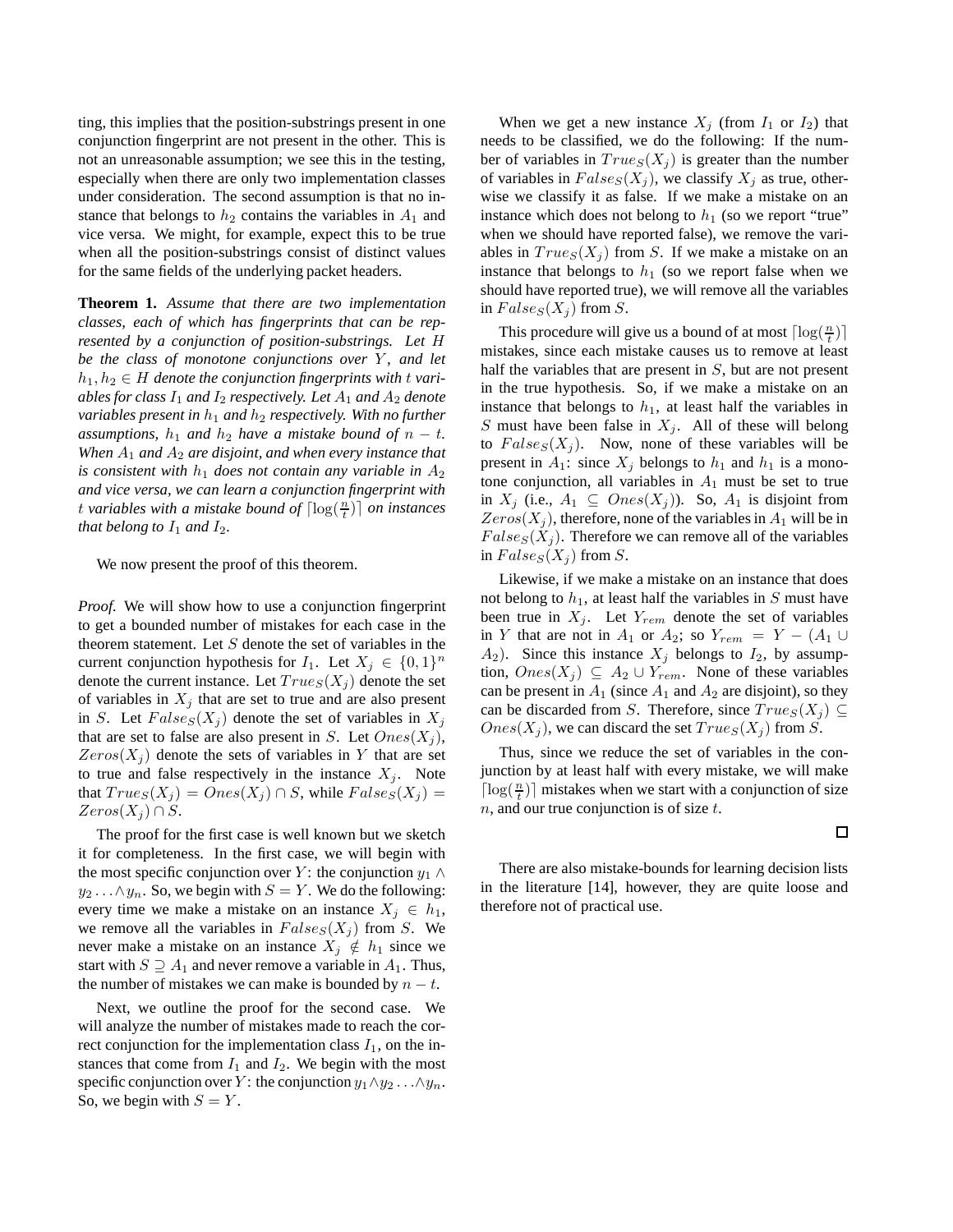ting, this implies that the position-substrings present in one conjunction fingerprint are not present in the other. This is not an unreasonable assumption; we see this in the testing, especially when there are only two implementation classes under consideration. The second assumption is that no instance that belongs to $h_2$ contains the variables in $A_1$ and vice versa. We might, for example, expect this to be true when all the position-substrings consist of distinct values for the same fields of the underlying packet headers.

**Theorem 1.** *Assume that there are two implementation classes, each of which has fingerprints that can be represented by a conjunction of position-substrings. Let $H$ be the class of monotone conjunctions over $Y$, and let $h_1, h_2 \in H$ denote the conjunction fingerprints with $t$ variables for class $I_1$ and $I_2$ respectively. Let $A_1$ and $A_2$ denote variables present in $h_1$ and $h_2$ respectively. With no further assumptions, $h_1$ and $h_2$ have a mistake bound of $n - t$. When $A_1$ and $A_2$ are disjoint, and when every instance that is consistent with $h_1$ does not contain any variable in $A_2$ and vice versa, we can learn a conjunction fingerprint with $t$ variables with a mistake bound of $\lceil \log(\frac{n}{t}) \rceil$ on instances that belong to $I_1$ and $I_2$.*

We now present the proof of this theorem.

*Proof.* We will show how to use a conjunction fingerprint to get a bounded number of mistakes for each case in the theorem statement. Let $S$ denote the set of variables in the current conjunction hypothesis for $I_1$. Let $X_j \in \{0, 1\}^n$ denote the current instance. Let $True_S(X_j)$ denote the set of variables in $X_j$ that are set to true and are also present in $S$. Let $False_S(X_j)$ denote the set of variables in $X_j$ that are set to false are also present in $S$. Let $Ones(X_j)$, $Zeros(X_j)$ denote the sets of variables in $Y$ that are set to true and false respectively in the instance $X_j$. Note that $True_S(X_j) = Ones(X_j) \cap S$, while $False_S(X_j) = Zeros(X_j) \cap S$.

The proof for the first case is well known but we sketch it for completeness. In the first case, we will begin with the most specific conjunction over $Y$: the conjunction $y_1 \wedge y_2 \ldots \wedge y_n$. So, we begin with $S = Y$. We do the following: every time we make a mistake on an instance $X_j \in h_1$, we remove all the variables in $False_S(X_j)$ from $S$. We never make a mistake on an instance $X_j \notin h_1$ since we start with $S \supseteq A_1$ and never remove a variable in $A_1$. Thus, the number of mistakes we can make is bounded by $n - t$.

Next, we outline the proof for the second case. We will analyze the number of mistakes made to reach the correct conjunction for the implementation class $I_1$, on the instances that come from $I_1$ and $I_2$. We begin with the most specific conjunction over $Y$: the conjunction $y_1 \wedge y_2 \ldots \wedge y_n$. So, we begin with $S = Y$.

When we get a new instance $X_j$ (from $I_1$ or $I_2$) that needs to be classified, we do the following: If the number of variables in $True_S(X_j)$ is greater than the number of variables in $False_S(X_j)$, we classify $X_j$ as true, otherwise we classify it as false. If we make a mistake on an instance which does not belong to $h_1$ (so we report "true" when we should have reported false), we remove the variables in $True_S(X_j)$ from $S$. If we make a mistake on an instance that belongs to $h_1$ (so we report false when we should have reported true), we will remove all the variables in $False_S(X_j)$ from $S$.

This procedure will give us a bound of at most $\lceil \log(\frac{n}{t}) \rceil$ mistakes, since each mistake causes us to remove at least half the variables that are present in $S$, but are not present in the true hypothesis. So, if we make a mistake on an instance that belongs to $h_1$, at least half the variables in $S$ must have been false in $X_j$. All of these will belong to $False_S(X_j)$. Now, none of these variables will be present in $A_1$: since $X_j$ belongs to $h_1$ and $h_1$ is a monotone conjunction, all variables in $A_1$ must be set to true in $X_j$ (i.e., $A_1 \subseteq Ones(X_j)$). So, $A_1$ is disjoint from $Zeros(X_j)$, therefore, none of the variables in $A_1$ will be in $False_S(X_j)$. Therefore we can remove all of the variables in $False_S(X_j)$ from $S$.

Likewise, if we make a mistake on an instance that does not belong to $h_1$, at least half the variables in $S$ must have been true in $X_j$. Let $Y_{rem}$ denote the set of variables in $Y$ that are not in $A_1$ or $A_2$; so $Y_{rem} = Y - (A_1 \cup A_2)$. Since this instance $X_j$ belongs to $I_2$, by assumption, $Ones(X_j) \subseteq A_2 \cup Y_{rem}$. None of these variables can be present in $A_1$ (since $A_1$ and $A_2$ are disjoint), so they can be discarded from $S$. Therefore, since $True_S(X_j) \subseteq Ones(X_j)$, we can discard the set $True_S(X_j)$ from $S$.

Thus, since we reduce the set of variables in the conjunction by at least half with every mistake, we will make $\lceil \log(\frac{n}{t}) \rceil$ mistakes when we start with a conjunction of size $n$, and our true conjunction is of size $t$.

□

There are also mistake-bounds for learning decision lists in the literature [14], however, they are quite loose and therefore not of practical use.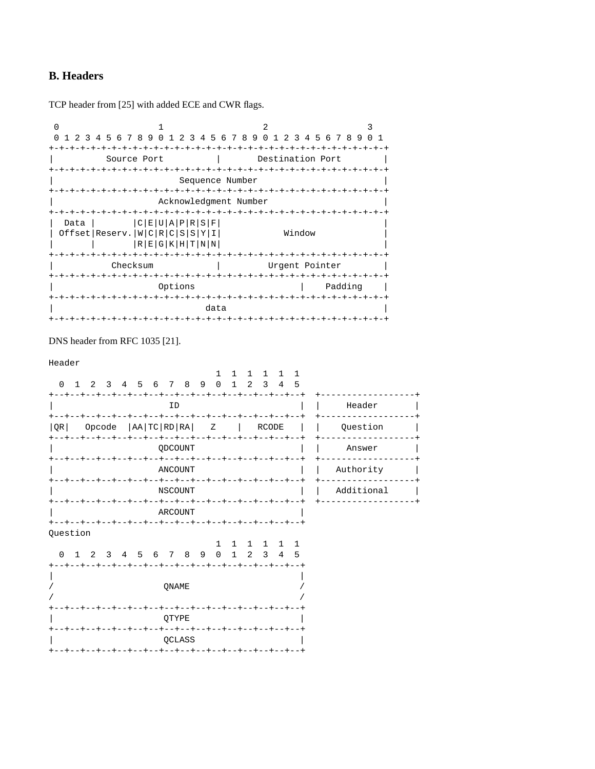## B. Headers

TCP header from [25] with added ECE and CWR flags.

```
 0                   1                   2                   3
 0 1 2 3 4 5 6 7 8 9 0 1 2 3 4 5 6 7 8 9 0 1 2 3 4 5 6 7 8 9 0 1
+-+-+-+-+-+-+-+-+-+-+-+-+-+-+-+-+-+-+-+-+-+-+-+-+-+-+-+-+-+-+-+-+
|          Source Port          |       Destination Port        |
+-+-+-+-+-+-+-+-+-+-+-+-+-+-+-+-+-+-+-+-+-+-+-+-+-+-+-+-+-+-+-+-+
|                        Sequence Number                        |
+-+-+-+-+-+-+-+-+-+-+-+-+-+-+-+-+-+-+-+-+-+-+-+-+-+-+-+-+-+-+-+-+
|                    Acknowledgment Number                      |
+-+-+-+-+-+-+-+-+-+-+-+-+-+-+-+-+-+-+-+-+-+-+-+-+-+-+-+-+-+-+-+-+
|  Data |       |C|E|U|A|P|R|S|F|                               |
| Offset|Reserv.|W|C|R|C|S|S|Y|I|            Window             |
|       |       |R|E|G|K|H|T|N|N|                               |
+-+-+-+-+-+-+-+-+-+-+-+-+-+-+-+-+-+-+-+-+-+-+-+-+-+-+-+-+-+-+-+-+
|           Checksum            |         Urgent Pointer        |
+-+-+-+-+-+-+-+-+-+-+-+-+-+-+-+-+-+-+-+-+-+-+-+-+-+-+-+-+-+-+-+-+
|                    Options                    |    Padding    |
+-+-+-+-+-+-+-+-+-+-+-+-+-+-+-+-+-+-+-+-+-+-+-+-+-+-+-+-+-+-+-+-+
|                             data                              |
+-+-+-+-+-+-+-+-+-+-+-+-+-+-+-+-+-+-+-+-+-+-+-+-+-+-+-+-+-+-+-+-+
```

DNS header from RFC 1035 [21].

```
Header
                                1  1  1  1  1  1
  0  1  2  3  4  5  6  7  8  9  0  1  2  3  4  5
+--+--+--+--+--+--+--+--+--+--+--+--+--+--+--+--+  +------------------+
|                      ID                       |  |      Header      |
+--+--+--+--+--+--+--+--+--+--+--+--+--+--+--+--+  +------------------+
|QR|   Opcode  |AA|TC|RD|RA|   Z    |   RCODE   |  |     Question     |
+--+--+--+--+--+--+--+--+--+--+--+--+--+--+--+--+  +------------------+
|                    QDCOUNT                    |  |      Answer      |
+--+--+--+--+--+--+--+--+--+--+--+--+--+--+--+--+  +------------------+
|                    ANCOUNT                    |  |    Authority     |
+--+--+--+--+--+--+--+--+--+--+--+--+--+--+--+--+  +------------------+
|                    NSCOUNT                    |  |    Additional    |
+--+--+--+--+--+--+--+--+--+--+--+--+--+--+--+--+  +------------------+
|                    ARCOUNT                    |
+--+--+--+--+--+--+--+--+--+--+--+--+--+--+--+--+
Question
                                1  1  1  1  1  1
  0  1  2  3  4  5  6  7  8  9  0  1  2  3  4  5
+--+--+--+--+--+--+--+--+--+--+--+--+--+--+--+--+
|                                               |
/                     QNAME                     /
/                                               /
+--+--+--+--+--+--+--+--+--+--+--+--+--+--+--+--+
|                     QTYPE                     |
+--+--+--+--+--+--+--+--+--+--+--+--+--+--+--+--+
|                     QCLASS                    |
+--+--+--+--+--+--+--+--+--+--+--+--+--+--+--+--+
```